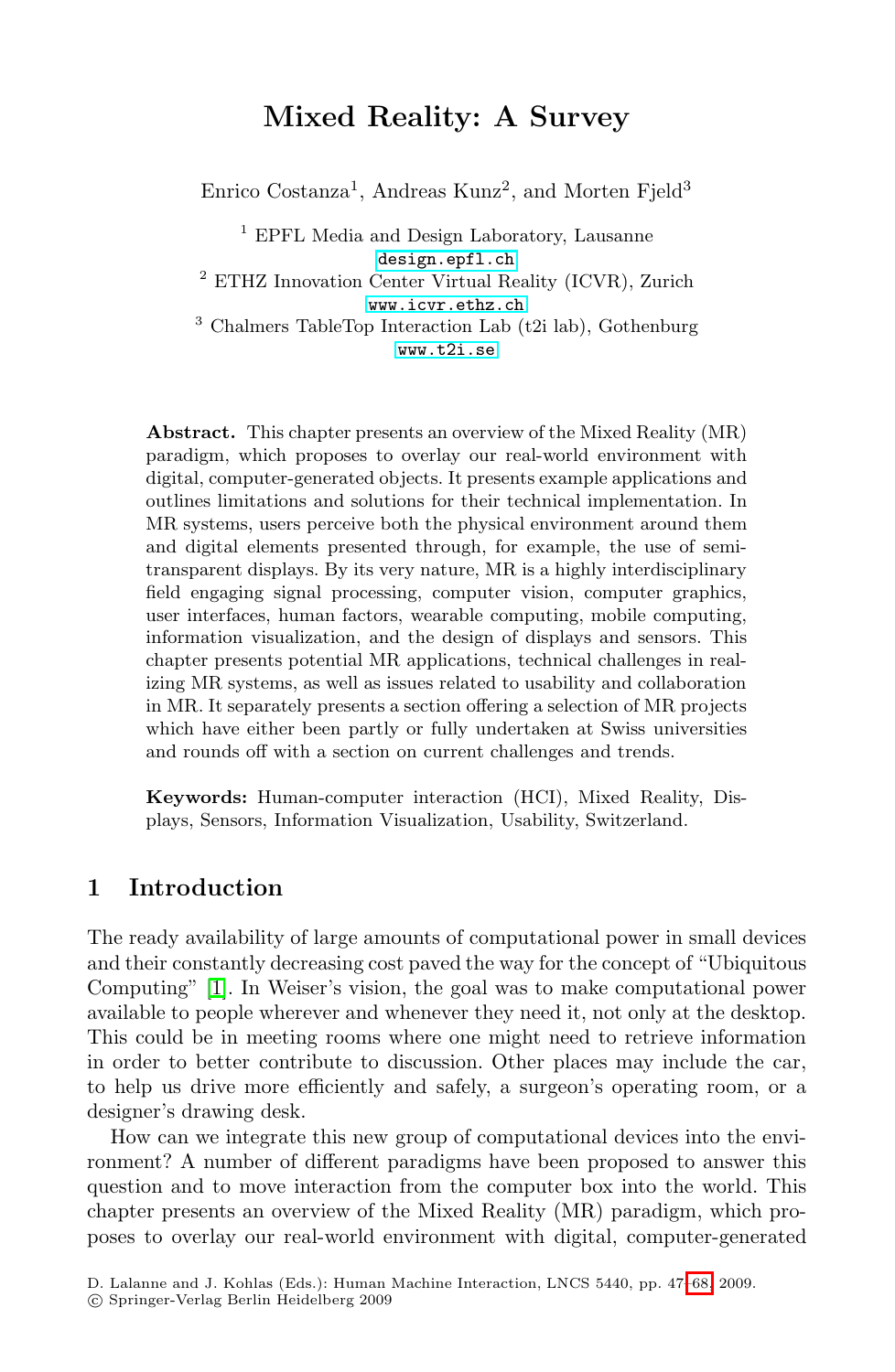# Mixed Reality: A Survey

Enrico Costanza[1], Andreas Kunz[2], and Morten Fjeld[3]

[1] EPFL Media and Design Laboratory, Lausanne
design.epfl.ch

[2] ETHZ Innovation Center Virtual Reality (ICVR), Zurich
www.icvr.ethz.ch

[3] Chalmers TableTop Interaction Lab (t2i lab), Gothenburg
www.t2i.se

**Abstract.** This chapter presents an overview of the Mixed Reality (MR) paradigm, which proposes to overlay our real-world environment with digital, computer-generated objects. It presents example applications and outlines limitations and solutions for their technical implementation. In MR systems, users perceive both the physical environment around them and digital elements presented through, for example, the use of semi-transparent displays. By its very nature, MR is a highly interdisciplinary field engaging signal processing, computer vision, computer graphics, user interfaces, human factors, wearable computing, mobile computing, information visualization, and the design of displays and sensors. This chapter presents potential MR applications, technical challenges in realizing MR systems, as well as issues related to usability and collaboration in MR. It separately presents a section offering a selection of MR projects which have either been partly or fully undertaken at Swiss universities and rounds off with a section on current challenges and trends.

**Keywords:** Human-computer interaction (HCI), Mixed Reality, Displays, Sensors, Information Visualization, Usability, Switzerland.

## 1 Introduction

The ready availability of large amounts of computational power in small devices and their constantly decreasing cost paved the way for the concept of "Ubiquitous Computing" [1]. In Weiser's vision, the goal was to make computational power available to people wherever and whenever they need it, not only at the desktop. This could be in meeting rooms where one might need to retrieve information in order to better contribute to discussion. Other places may include the car, to help us drive more efficiently and safely, a surgeon's operating room, or a designer's drawing desk.

How can we integrate this new group of computational devices into the environment? A number of different paradigms have been proposed to answer this question and to move interaction from the computer box into the world. This chapter presents an overview of the Mixed Reality (MR) paradigm, which proposes to overlay our real-world environment with digital, computer-generated

D. Lalanne and J. Kohlas (Eds.): Human Machine Interaction, LNCS 5440, pp. 47–68, 2009.
© Springer-Verlag Berlin Heidelberg 2009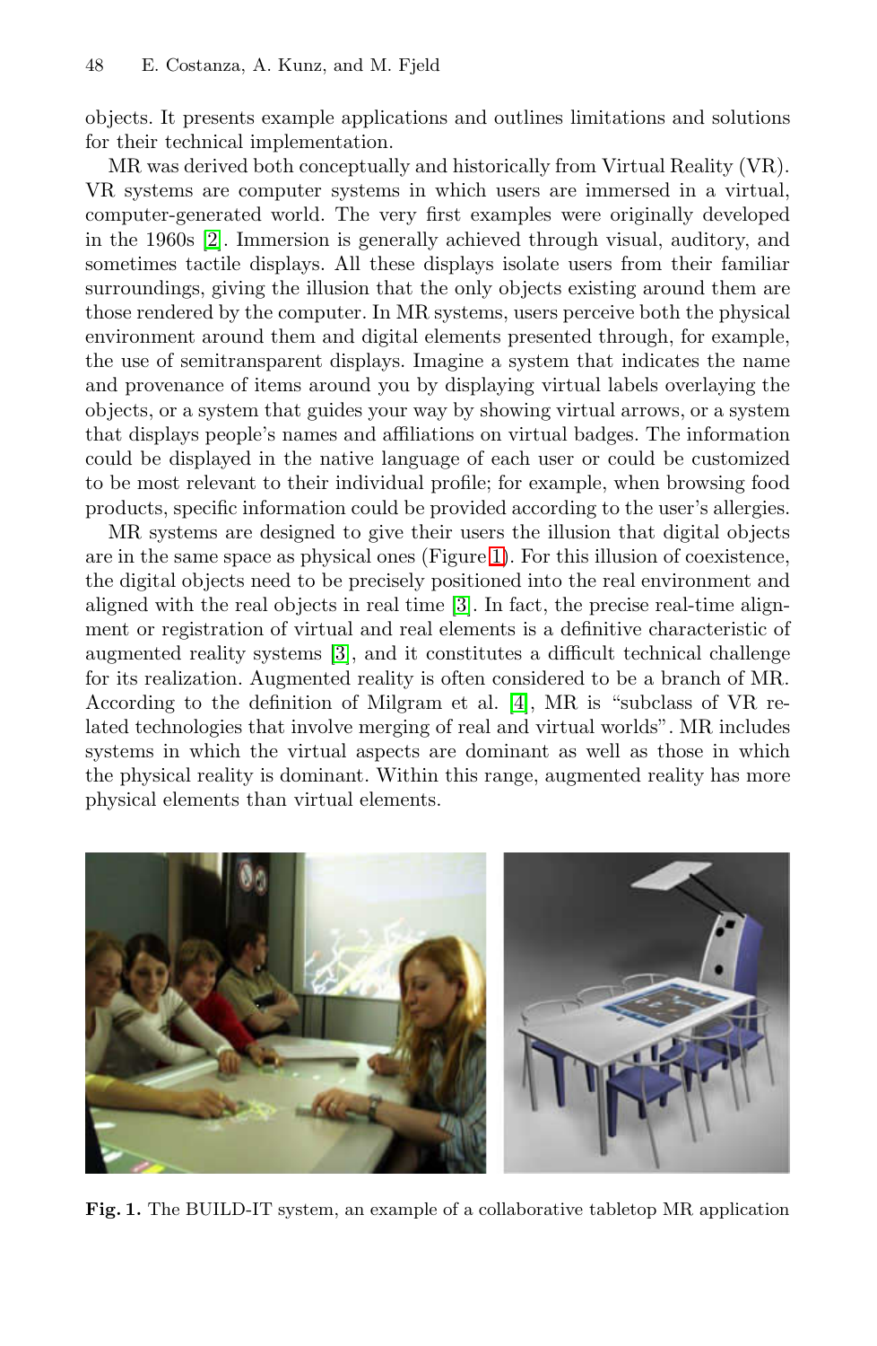objects. It presents example applications and outlines limitations and solutions for their technical implementation.

MR was derived both conceptually and historically from Virtual Reality (VR). VR systems are computer systems in which users are immersed in a virtual, computer-generated world. The very first examples were originally developed in the 1960s [2]. Immersion is generally achieved through visual, auditory, and sometimes tactile displays. All these displays isolate users from their familiar surroundings, giving the illusion that the only objects existing around them are those rendered by the computer. In MR systems, users perceive both the physical environment around them and digital elements presented through, for example, the use of semitransparent displays. Imagine a system that indicates the name and provenance of items around you by displaying virtual labels overlaying the objects, or a system that guides your way by showing virtual arrows, or a system that displays people's names and affiliations on virtual badges. The information could be displayed in the native language of each user or could be customized to be most relevant to their individual profile; for example, when browsing food products, specific information could be provided according to the user's allergies.

MR systems are designed to give their users the illusion that digital objects are in the same space as physical ones (Figure 1). For this illusion of coexistence, the digital objects need to be precisely positioned into the real environment and aligned with the real objects in real time [3]. In fact, the precise real-time alignment or registration of virtual and real elements is a definitive characteristic of augmented reality systems [3], and it constitutes a difficult technical challenge for its realization. Augmented reality is often considered to be a branch of MR. According to the definition of Milgram et al. [4], MR is "subclass of VR related technologies that involve merging of real and virtual worlds". MR includes systems in which the virtual aspects are dominant as well as those in which the physical reality is dominant. Within this range, augmented reality has more physical elements than virtual elements.

**Fig. 1.** The BUILD-IT system, an example of a collaborative tabletop MR application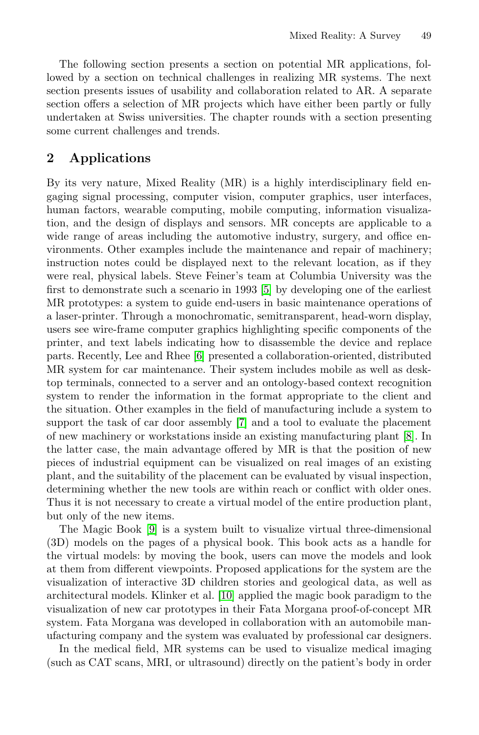The following section presents a section on potential MR applications, followed by a section on technical challenges in realizing MR systems. The next section presents issues of usability and collaboration related to AR. A separate section offers a selection of MR projects which have either been partly or fully undertaken at Swiss universities. The chapter rounds with a section presenting some current challenges and trends.

## 2 Applications

By its very nature, Mixed Reality (MR) is a highly interdisciplinary field engaging signal processing, computer vision, computer graphics, user interfaces, human factors, wearable computing, mobile computing, information visualization, and the design of displays and sensors. MR concepts are applicable to a wide range of areas including the automotive industry, surgery, and office environments. Other examples include the maintenance and repair of machinery; instruction notes could be displayed next to the relevant location, as if they were real, physical labels. Steve Feiner's team at Columbia University was the first to demonstrate such a scenario in 1993 [5] by developing one of the earliest MR prototypes: a system to guide end-users in basic maintenance operations of a laser-printer. Through a monochromatic, semitransparent, head-worn display, users see wire-frame computer graphics highlighting specific components of the printer, and text labels indicating how to disassemble the device and replace parts. Recently, Lee and Rhee [6] presented a collaboration-oriented, distributed MR system for car maintenance. Their system includes mobile as well as desktop terminals, connected to a server and an ontology-based context recognition system to render the information in the format appropriate to the client and the situation. Other examples in the field of manufacturing include a system to support the task of car door assembly [7] and a tool to evaluate the placement of new machinery or workstations inside an existing manufacturing plant [8]. In the latter case, the main advantage offered by MR is that the position of new pieces of industrial equipment can be visualized on real images of an existing plant, and the suitability of the placement can be evaluated by visual inspection, determining whether the new tools are within reach or conflict with older ones. Thus it is not necessary to create a virtual model of the entire production plant, but only of the new items.

The Magic Book [9] is a system built to visualize virtual three-dimensional (3D) models on the pages of a physical book. This book acts as a handle for the virtual models: by moving the book, users can move the models and look at them from different viewpoints. Proposed applications for the system are the visualization of interactive 3D children stories and geological data, as well as architectural models. Klinker et al. [10] applied the magic book paradigm to the visualization of new car prototypes in their Fata Morgana proof-of-concept MR system. Fata Morgana was developed in collaboration with an automobile manufacturing company and the system was evaluated by professional car designers.

In the medical field, MR systems can be used to visualize medical imaging (such as CAT scans, MRI, or ultrasound) directly on the patient's body in order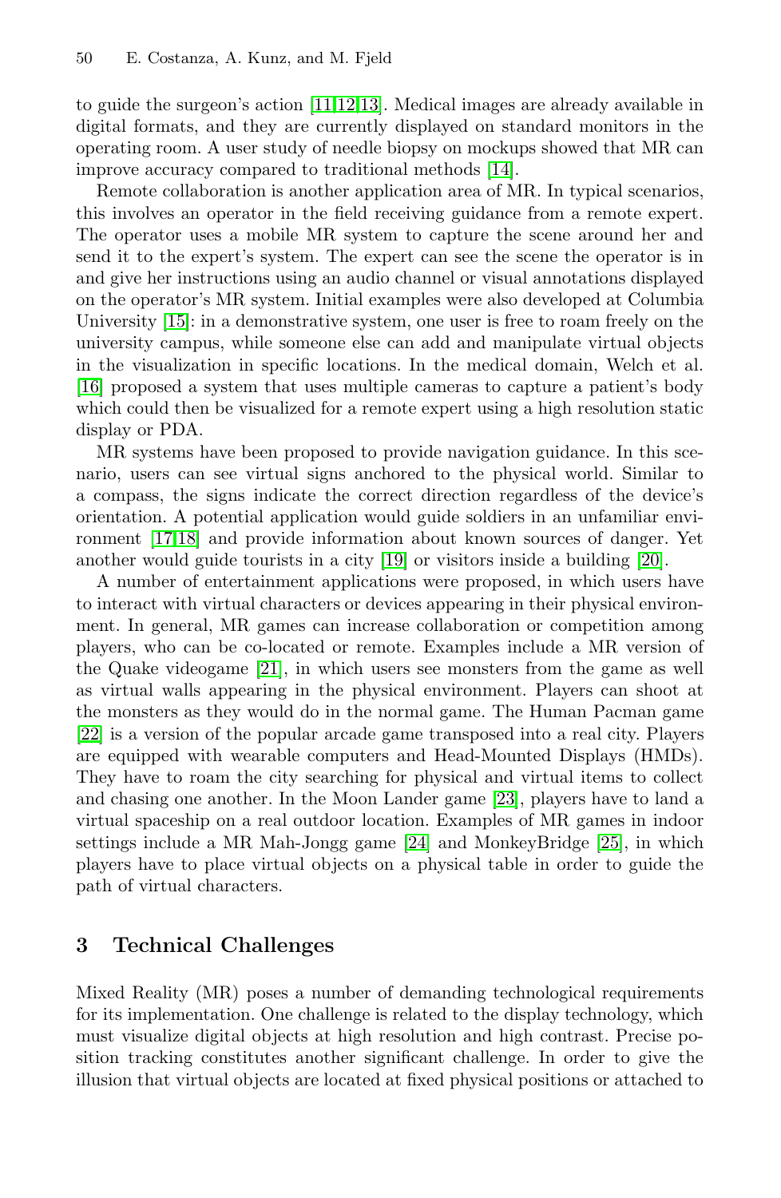to guide the surgeon's action [11,12,13]. Medical images are already available in digital formats, and they are currently displayed on standard monitors in the operating room. A user study of needle biopsy on mockups showed that MR can improve accuracy compared to traditional methods [14].

Remote collaboration is another application area of MR. In typical scenarios, this involves an operator in the field receiving guidance from a remote expert. The operator uses a mobile MR system to capture the scene around her and send it to the expert's system. The expert can see the scene the operator is in and give her instructions using an audio channel or visual annotations displayed on the operator's MR system. Initial examples were also developed at Columbia University [15]: in a demonstrative system, one user is free to roam freely on the university campus, while someone else can add and manipulate virtual objects in the visualization in specific locations. In the medical domain, Welch et al. [16] proposed a system that uses multiple cameras to capture a patient's body which could then be visualized for a remote expert using a high resolution static display or PDA.

MR systems have been proposed to provide navigation guidance. In this scenario, users can see virtual signs anchored to the physical world. Similar to a compass, the signs indicate the correct direction regardless of the device's orientation. A potential application would guide soldiers in an unfamiliar environment [17,18] and provide information about known sources of danger. Yet another would guide tourists in a city [19] or visitors inside a building [20].

A number of entertainment applications were proposed, in which users have to interact with virtual characters or devices appearing in their physical environment. In general, MR games can increase collaboration or competition among players, who can be co-located or remote. Examples include a MR version of the Quake videogame [21], in which users see monsters from the game as well as virtual walls appearing in the physical environment. Players can shoot at the monsters as they would do in the normal game. The Human Pacman game [22] is a version of the popular arcade game transposed into a real city. Players are equipped with wearable computers and Head-Mounted Displays (HMDs). They have to roam the city searching for physical and virtual items to collect and chasing one another. In the Moon Lander game [23], players have to land a virtual spaceship on a real outdoor location. Examples of MR games in indoor settings include a MR Mah-Jongg game [24] and MonkeyBridge [25], in which players have to place virtual objects on a physical table in order to guide the path of virtual characters.

## 3 Technical Challenges

Mixed Reality (MR) poses a number of demanding technological requirements for its implementation. One challenge is related to the display technology, which must visualize digital objects at high resolution and high contrast. Precise position tracking constitutes another significant challenge. In order to give the illusion that virtual objects are located at fixed physical positions or attached to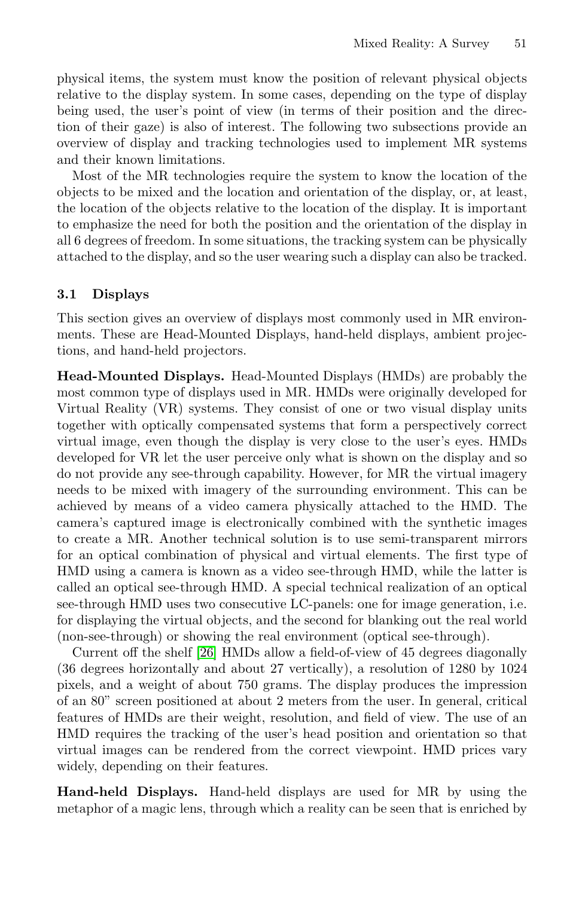physical items, the system must know the position of relevant physical objects relative to the display system. In some cases, depending on the type of display being used, the user's point of view (in terms of their position and the direction of their gaze) is also of interest. The following two subsections provide an overview of display and tracking technologies used to implement MR systems and their known limitations.

Most of the MR technologies require the system to know the location of the objects to be mixed and the location and orientation of the display, or, at least, the location of the objects relative to the location of the display. It is important to emphasize the need for both the position and the orientation of the display in all 6 degrees of freedom. In some situations, the tracking system can be physically attached to the display, and so the user wearing such a display can also be tracked.

### 3.1 Displays

This section gives an overview of displays most commonly used in MR environments. These are Head-Mounted Displays, hand-held displays, ambient projections, and hand-held projectors.

**Head-Mounted Displays.** Head-Mounted Displays (HMDs) are probably the most common type of displays used in MR. HMDs were originally developed for Virtual Reality (VR) systems. They consist of one or two visual display units together with optically compensated systems that form a perspectively correct virtual image, even though the display is very close to the user's eyes. HMDs developed for VR let the user perceive only what is shown on the display and so do not provide any see-through capability. However, for MR the virtual imagery needs to be mixed with imagery of the surrounding environment. This can be achieved by means of a video camera physically attached to the HMD. The camera's captured image is electronically combined with the synthetic images to create a MR. Another technical solution is to use semi-transparent mirrors for an optical combination of physical and virtual elements. The first type of HMD using a camera is known as a video see-through HMD, while the latter is called an optical see-through HMD. A special technical realization of an optical see-through HMD uses two consecutive LC-panels: one for image generation, i.e. for displaying the virtual objects, and the second for blanking out the real world (non-see-through) or showing the real environment (optical see-through).

Current off the shelf [26] HMDs allow a field-of-view of 45 degrees diagonally (36 degrees horizontally and about 27 vertically), a resolution of 1280 by 1024 pixels, and a weight of about 750 grams. The display produces the impression of an 80" screen positioned at about 2 meters from the user. In general, critical features of HMDs are their weight, resolution, and field of view. The use of an HMD requires the tracking of the user's head position and orientation so that virtual images can be rendered from the correct viewpoint. HMD prices vary widely, depending on their features.

**Hand-held Displays.** Hand-held displays are used for MR by using the metaphor of a magic lens, through which a reality can be seen that is enriched by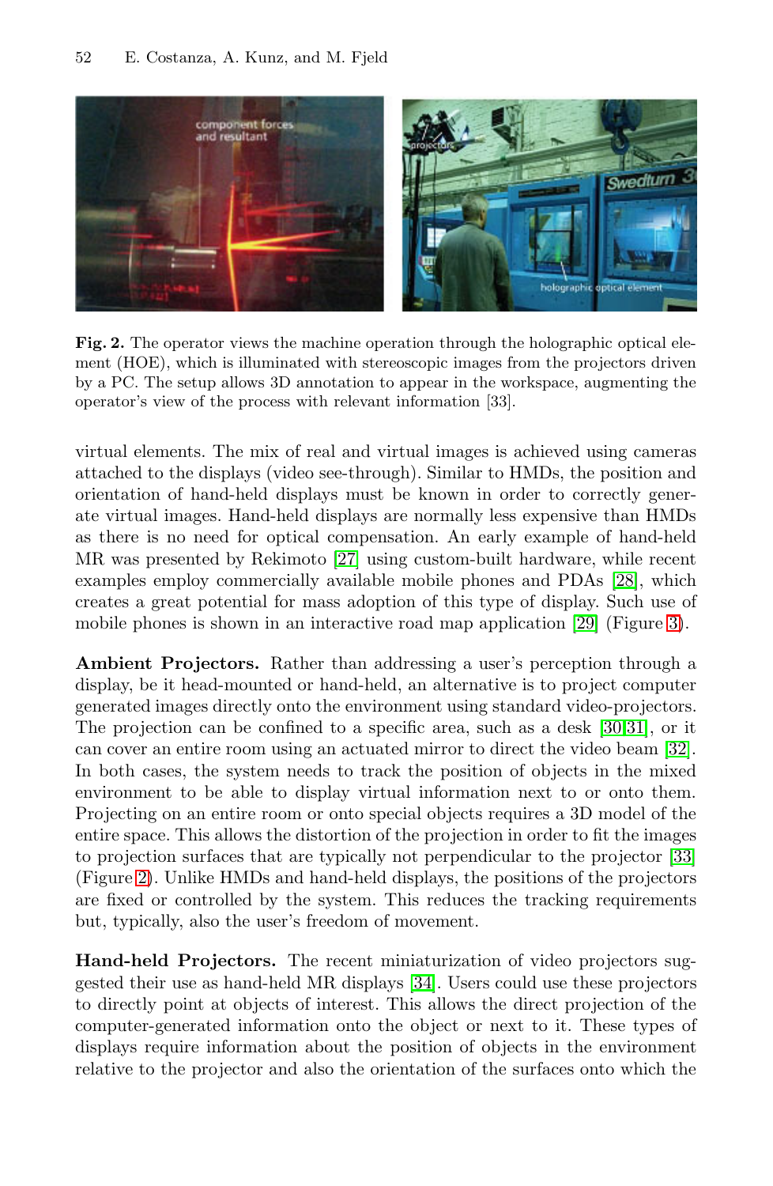**Fig. 2.** The operator views the machine operation through the holographic optical element (HOE), which is illuminated with stereoscopic images from the projectors driven by a PC. The setup allows 3D annotation to appear in the workspace, augmenting the operator's view of the process with relevant information [33].

virtual elements. The mix of real and virtual images is achieved using cameras attached to the displays (video see-through). Similar to HMDs, the position and orientation of hand-held displays must be known in order to correctly generate virtual images. Hand-held displays are normally less expensive than HMDs as there is no need for optical compensation. An early example of hand-held MR was presented by Rekimoto [27] using custom-built hardware, while recent examples employ commercially available mobile phones and PDAs [28], which creates a great potential for mass adoption of this type of display. Such use of mobile phones is shown in an interactive road map application [29] (Figure 3).

**Ambient Projectors.** Rather than addressing a user's perception through a display, be it head-mounted or hand-held, an alternative is to project computer generated images directly onto the environment using standard video-projectors. The projection can be confined to a specific area, such as a desk [30,31], or it can cover an entire room using an actuated mirror to direct the video beam [32]. In both cases, the system needs to track the position of objects in the mixed environment to be able to display virtual information next to or onto them. Projecting on an entire room or onto special objects requires a 3D model of the entire space. This allows the distortion of the projection in order to fit the images to projection surfaces that are typically not perpendicular to the projector [33] (Figure 2). Unlike HMDs and hand-held displays, the positions of the projectors are fixed or controlled by the system. This reduces the tracking requirements but, typically, also the user's freedom of movement.

**Hand-held Projectors.** The recent miniaturization of video projectors suggested their use as hand-held MR displays [34]. Users could use these projectors to directly point at objects of interest. This allows the direct projection of the computer-generated information onto the object or next to it. These types of displays require information about the position of objects in the environment relative to the projector and also the orientation of the surfaces onto which the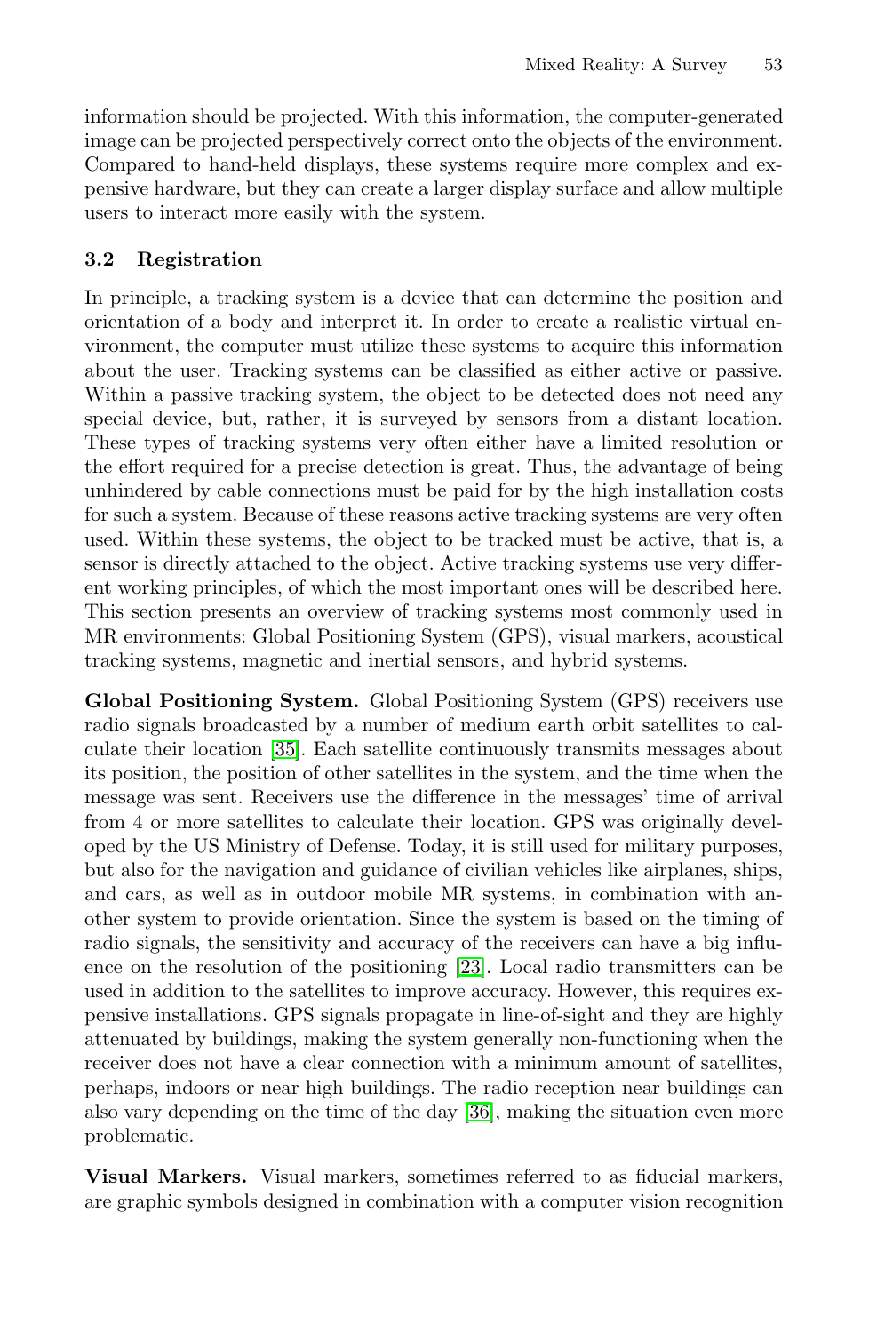information should be projected. With this information, the computer-generated image can be projected perspectively correct onto the objects of the environment. Compared to hand-held displays, these systems require more complex and expensive hardware, but they can create a larger display surface and allow multiple users to interact more easily with the system.

### 3.2 Registration

In principle, a tracking system is a device that can determine the position and orientation of a body and interpret it. In order to create a realistic virtual environment, the computer must utilize these systems to acquire this information about the user. Tracking systems can be classified as either active or passive. Within a passive tracking system, the object to be detected does not need any special device, but, rather, it is surveyed by sensors from a distant location. These types of tracking systems very often either have a limited resolution or the effort required for a precise detection is great. Thus, the advantage of being unhindered by cable connections must be paid for by the high installation costs for such a system. Because of these reasons active tracking systems are very often used. Within these systems, the object to be tracked must be active, that is, a sensor is directly attached to the object. Active tracking systems use very different working principles, of which the most important ones will be described here. This section presents an overview of tracking systems most commonly used in MR environments: Global Positioning System (GPS), visual markers, acoustical tracking systems, magnetic and inertial sensors, and hybrid systems.

**Global Positioning System.** Global Positioning System (GPS) receivers use radio signals broadcasted by a number of medium earth orbit satellites to calculate their location [35]. Each satellite continuously transmits messages about its position, the position of other satellites in the system, and the time when the message was sent. Receivers use the difference in the messages' time of arrival from 4 or more satellites to calculate their location. GPS was originally developed by the US Ministry of Defense. Today, it is still used for military purposes, but also for the navigation and guidance of civilian vehicles like airplanes, ships, and cars, as well as in outdoor mobile MR systems, in combination with another system to provide orientation. Since the system is based on the timing of radio signals, the sensitivity and accuracy of the receivers can have a big influence on the resolution of the positioning [23]. Local radio transmitters can be used in addition to the satellites to improve accuracy. However, this requires expensive installations. GPS signals propagate in line-of-sight and they are highly attenuated by buildings, making the system generally non-functioning when the receiver does not have a clear connection with a minimum amount of satellites, perhaps, indoors or near high buildings. The radio reception near buildings can also vary depending on the time of the day [36], making the situation even more problematic.

**Visual Markers.** Visual markers, sometimes referred to as fiducial markers, are graphic symbols designed in combination with a computer vision recognition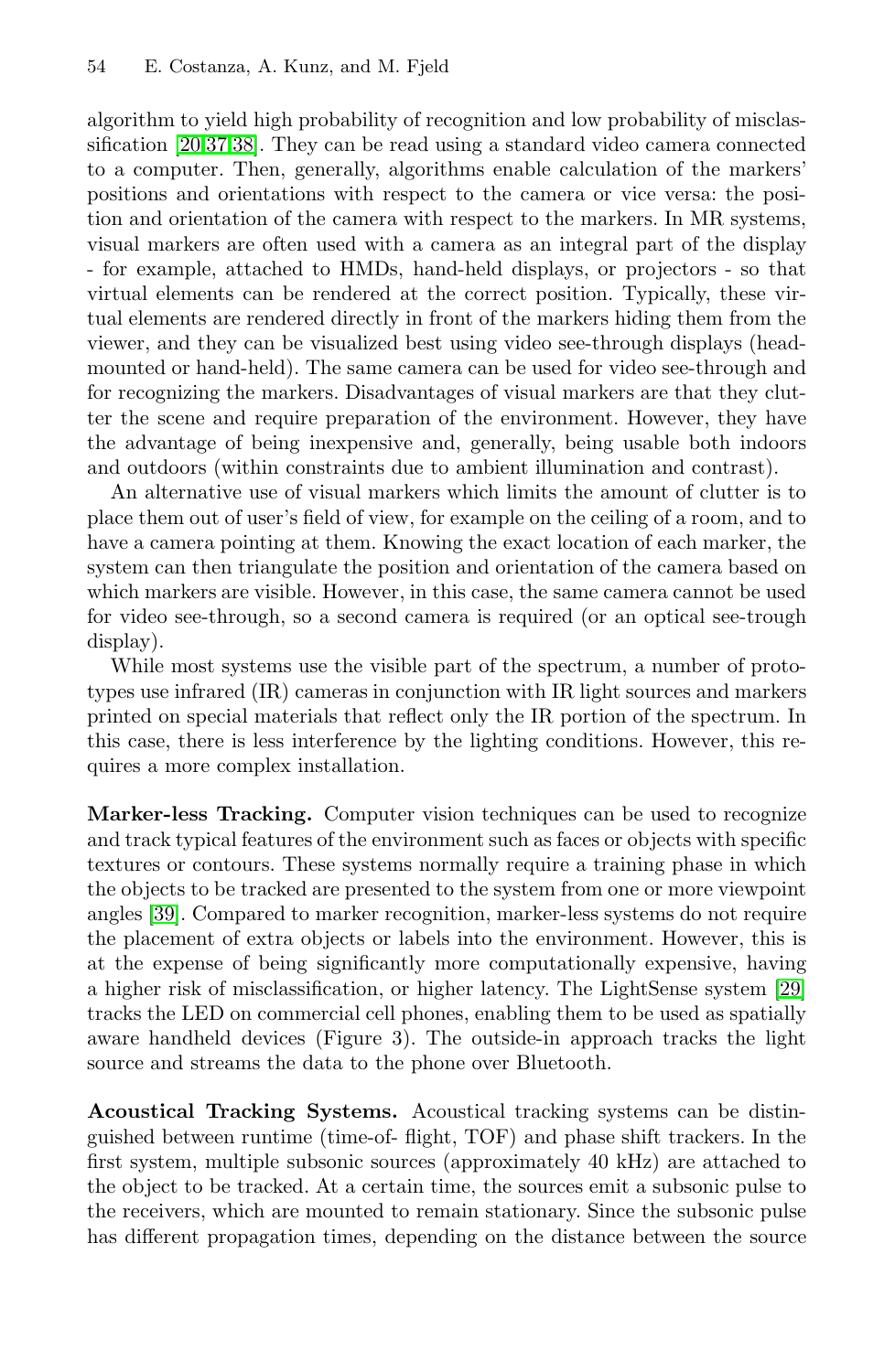algorithm to yield high probability of recognition and low probability of misclassification [20,37,38]. They can be read using a standard video camera connected to a computer. Then, generally, algorithms enable calculation of the markers' positions and orientations with respect to the camera or vice versa: the position and orientation of the camera with respect to the markers. In MR systems, visual markers are often used with a camera as an integral part of the display - for example, attached to HMDs, hand-held displays, or projectors - so that virtual elements can be rendered at the correct position. Typically, these virtual elements are rendered directly in front of the markers hiding them from the viewer, and they can be visualized best using video see-through displays (head-mounted or hand-held). The same camera can be used for video see-through and for recognizing the markers. Disadvantages of visual markers are that they clutter the scene and require preparation of the environment. However, they have the advantage of being inexpensive and, generally, being usable both indoors and outdoors (within constraints due to ambient illumination and contrast).

An alternative use of visual markers which limits the amount of clutter is to place them out of user's field of view, for example on the ceiling of a room, and to have a camera pointing at them. Knowing the exact location of each marker, the system can then triangulate the position and orientation of the camera based on which markers are visible. However, in this case, the same camera cannot be used for video see-through, so a second camera is required (or an optical see-trough display).

While most systems use the visible part of the spectrum, a number of prototypes use infrared (IR) cameras in conjunction with IR light sources and markers printed on special materials that reflect only the IR portion of the spectrum. In this case, there is less interference by the lighting conditions. However, this requires a more complex installation.

**Marker-less Tracking.** Computer vision techniques can be used to recognize and track typical features of the environment such as faces or objects with specific textures or contours. These systems normally require a training phase in which the objects to be tracked are presented to the system from one or more viewpoint angles [39]. Compared to marker recognition, marker-less systems do not require the placement of extra objects or labels into the environment. However, this is at the expense of being significantly more computationally expensive, having a higher risk of misclassification, or higher latency. The LightSense system [29] tracks the LED on commercial cell phones, enabling them to be used as spatially aware handheld devices (Figure 3). The outside-in approach tracks the light source and streams the data to the phone over Bluetooth.

**Acoustical Tracking Systems.** Acoustical tracking systems can be distinguished between runtime (time-of- flight, TOF) and phase shift trackers. In the first system, multiple subsonic sources (approximately 40 kHz) are attached to the object to be tracked. At a certain time, the sources emit a subsonic pulse to the receivers, which are mounted to remain stationary. Since the subsonic pulse has different propagation times, depending on the distance between the source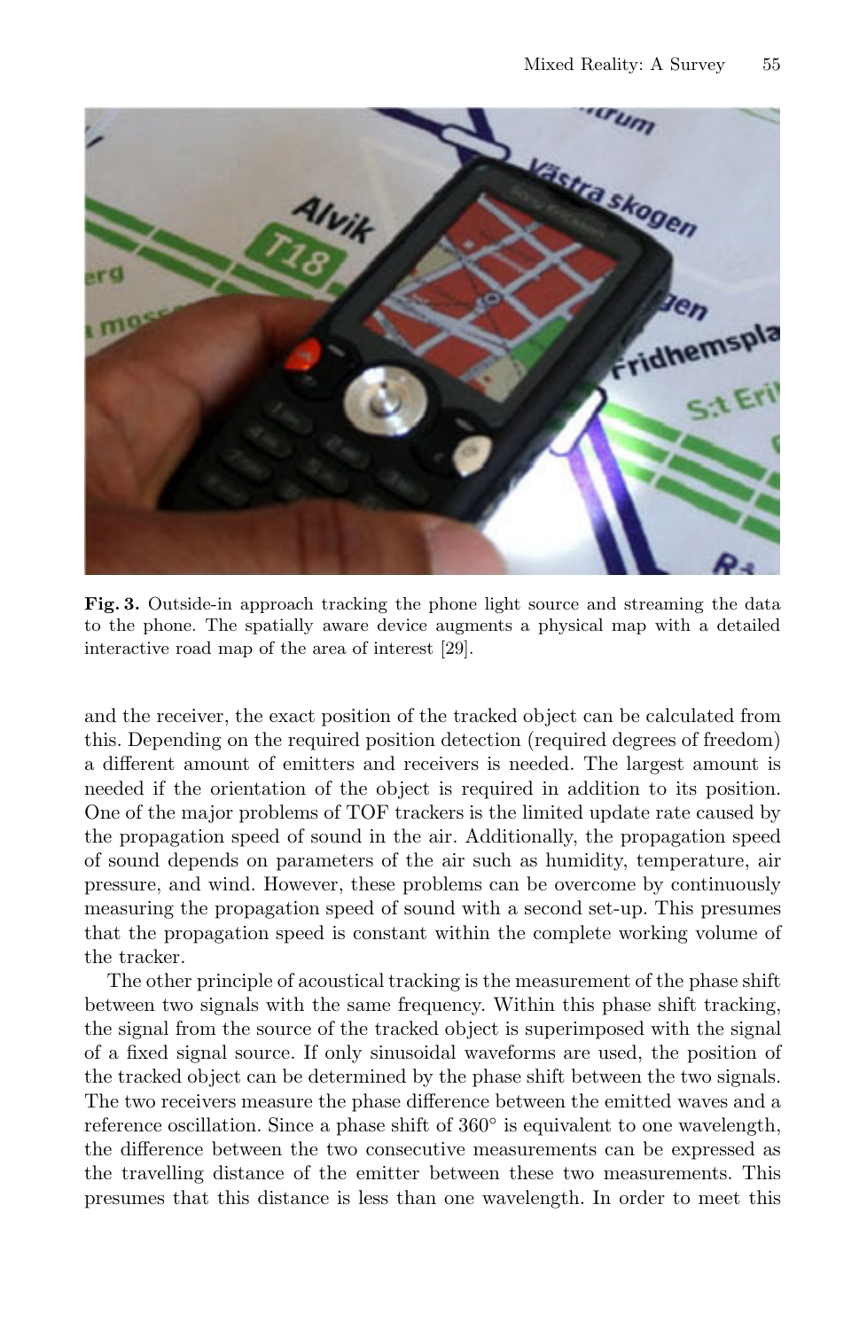**Fig. 3.** Outside-in approach tracking the phone light source and streaming the data to the phone. The spatially aware device augments a physical map with a detailed interactive road map of the area of interest [29].

and the receiver, the exact position of the tracked object can be calculated from this. Depending on the required position detection (required degrees of freedom) a different amount of emitters and receivers is needed. The largest amount is needed if the orientation of the object is required in addition to its position. One of the major problems of TOF trackers is the limited update rate caused by the propagation speed of sound in the air. Additionally, the propagation speed of sound depends on parameters of the air such as humidity, temperature, air pressure, and wind. However, these problems can be overcome by continuously measuring the propagation speed of sound with a second set-up. This presumes that the propagation speed is constant within the complete working volume of the tracker.

The other principle of acoustical tracking is the measurement of the phase shift between two signals with the same frequency. Within this phase shift tracking, the signal from the source of the tracked object is superimposed with the signal of a fixed signal source. If only sinusoidal waveforms are used, the position of the tracked object can be determined by the phase shift between the two signals. The two receivers measure the phase difference between the emitted waves and a reference oscillation. Since a phase shift of 360° is equivalent to one wavelength, the difference between the two consecutive measurements can be expressed as the travelling distance of the emitter between these two measurements. This presumes that this distance is less than one wavelength. In order to meet this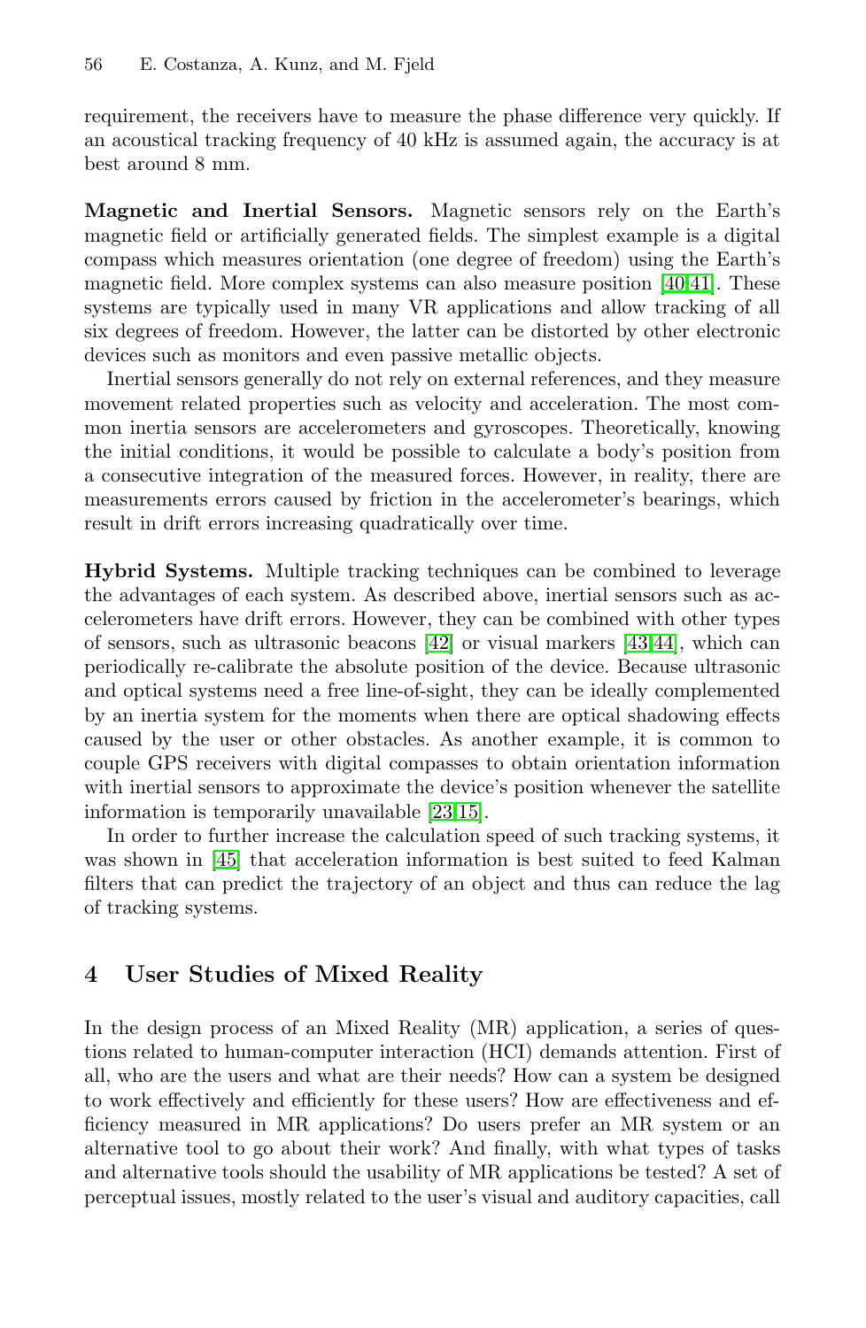requirement, the receivers have to measure the phase difference very quickly. If an acoustical tracking frequency of 40 kHz is assumed again, the accuracy is at best around 8 mm.

**Magnetic and Inertial Sensors.** Magnetic sensors rely on the Earth's magnetic field or artificially generated fields. The simplest example is a digital compass which measures orientation (one degree of freedom) using the Earth's magnetic field. More complex systems can also measure position [40,41]. These systems are typically used in many VR applications and allow tracking of all six degrees of freedom. However, the latter can be distorted by other electronic devices such as monitors and even passive metallic objects.

Inertial sensors generally do not rely on external references, and they measure movement related properties such as velocity and acceleration. The most common inertia sensors are accelerometers and gyroscopes. Theoretically, knowing the initial conditions, it would be possible to calculate a body's position from a consecutive integration of the measured forces. However, in reality, there are measurements errors caused by friction in the accelerometer's bearings, which result in drift errors increasing quadratically over time.

**Hybrid Systems.** Multiple tracking techniques can be combined to leverage the advantages of each system. As described above, inertial sensors such as accelerometers have drift errors. However, they can be combined with other types of sensors, such as ultrasonic beacons [42] or visual markers [43,44], which can periodically re-calibrate the absolute position of the device. Because ultrasonic and optical systems need a free line-of-sight, they can be ideally complemented by an inertia system for the moments when there are optical shadowing effects caused by the user or other obstacles. As another example, it is common to couple GPS receivers with digital compasses to obtain orientation information with inertial sensors to approximate the device's position whenever the satellite information is temporarily unavailable [23,15].

In order to further increase the calculation speed of such tracking systems, it was shown in [45] that acceleration information is best suited to feed Kalman filters that can predict the trajectory of an object and thus can reduce the lag of tracking systems.

## 4 User Studies of Mixed Reality

In the design process of an Mixed Reality (MR) application, a series of questions related to human-computer interaction (HCI) demands attention. First of all, who are the users and what are their needs? How can a system be designed to work effectively and efficiently for these users? How are effectiveness and efficiency measured in MR applications? Do users prefer an MR system or an alternative tool to go about their work? And finally, with what types of tasks and alternative tools should the usability of MR applications be tested? A set of perceptual issues, mostly related to the user's visual and auditory capacities, call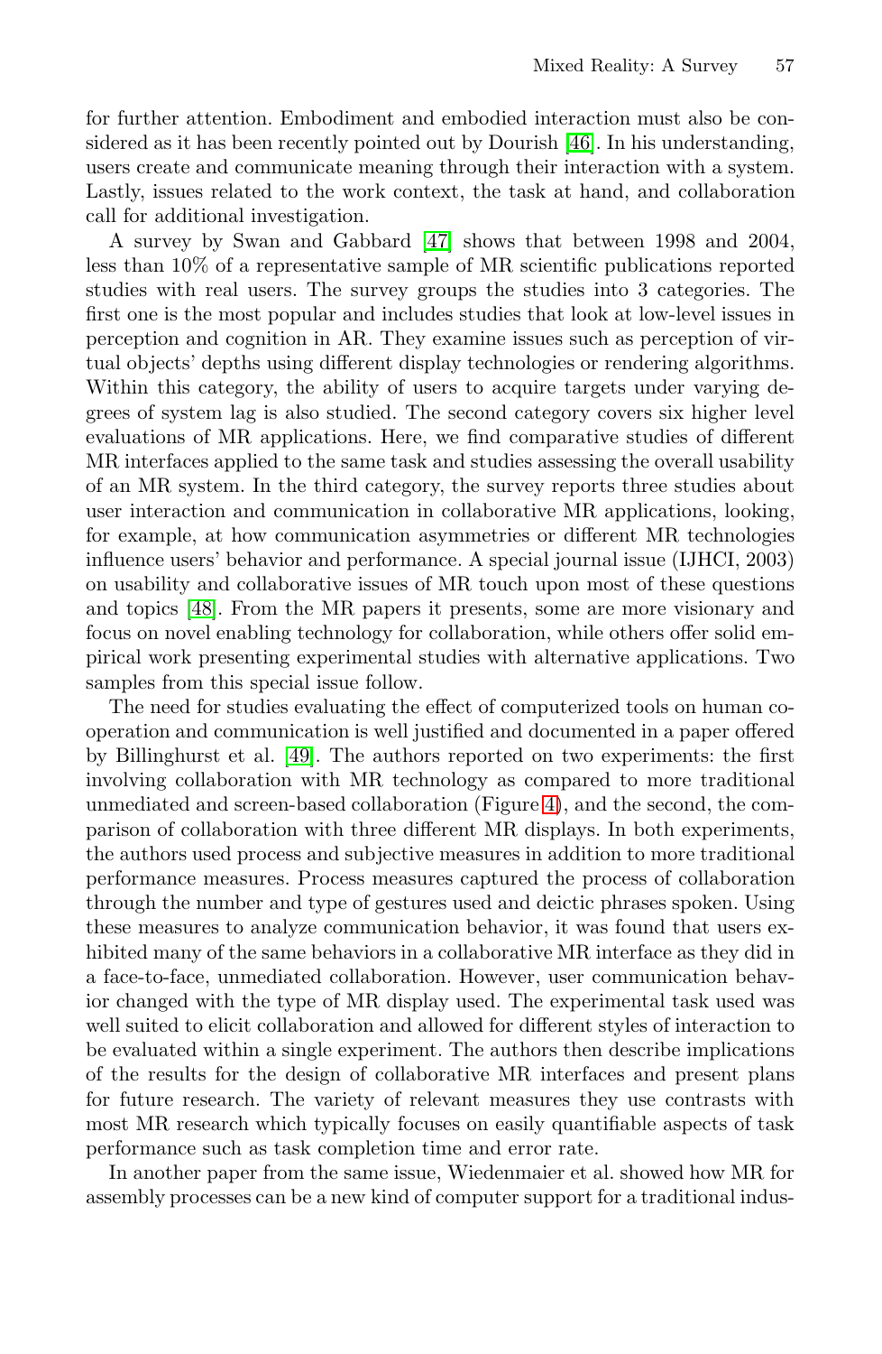for further attention. Embodiment and embodied interaction must also be considered as it has been recently pointed out by Dourish [46]. In his understanding, users create and communicate meaning through their interaction with a system. Lastly, issues related to the work context, the task at hand, and collaboration call for additional investigation.

A survey by Swan and Gabbard [47] shows that between 1998 and 2004, less than 10% of a representative sample of MR scientific publications reported studies with real users. The survey groups the studies into 3 categories. The first one is the most popular and includes studies that look at low-level issues in perception and cognition in AR. They examine issues such as perception of virtual objects' depths using different display technologies or rendering algorithms. Within this category, the ability of users to acquire targets under varying degrees of system lag is also studied. The second category covers six higher level evaluations of MR applications. Here, we find comparative studies of different MR interfaces applied to the same task and studies assessing the overall usability of an MR system. In the third category, the survey reports three studies about user interaction and communication in collaborative MR applications, looking, for example, at how communication asymmetries or different MR technologies influence users' behavior and performance. A special journal issue (IJHCI, 2003) on usability and collaborative issues of MR touch upon most of these questions and topics [48]. From the MR papers it presents, some are more visionary and focus on novel enabling technology for collaboration, while others offer solid empirical work presenting experimental studies with alternative applications. Two samples from this special issue follow.

The need for studies evaluating the effect of computerized tools on human cooperation and communication is well justified and documented in a paper offered by Billinghurst et al. [49]. The authors reported on two experiments: the first involving collaboration with MR technology as compared to more traditional unmediated and screen-based collaboration (Figure 4), and the second, the comparison of collaboration with three different MR displays. In both experiments, the authors used process and subjective measures in addition to more traditional performance measures. Process measures captured the process of collaboration through the number and type of gestures used and deictic phrases spoken. Using these measures to analyze communication behavior, it was found that users exhibited many of the same behaviors in a collaborative MR interface as they did in a face-to-face, unmediated collaboration. However, user communication behavior changed with the type of MR display used. The experimental task used was well suited to elicit collaboration and allowed for different styles of interaction to be evaluated within a single experiment. The authors then describe implications of the results for the design of collaborative MR interfaces and present plans for future research. The variety of relevant measures they use contrasts with most MR research which typically focuses on easily quantifiable aspects of task performance such as task completion time and error rate.

In another paper from the same issue, Wiedenmaier et al. showed how MR for assembly processes can be a new kind of computer support for a traditional indus-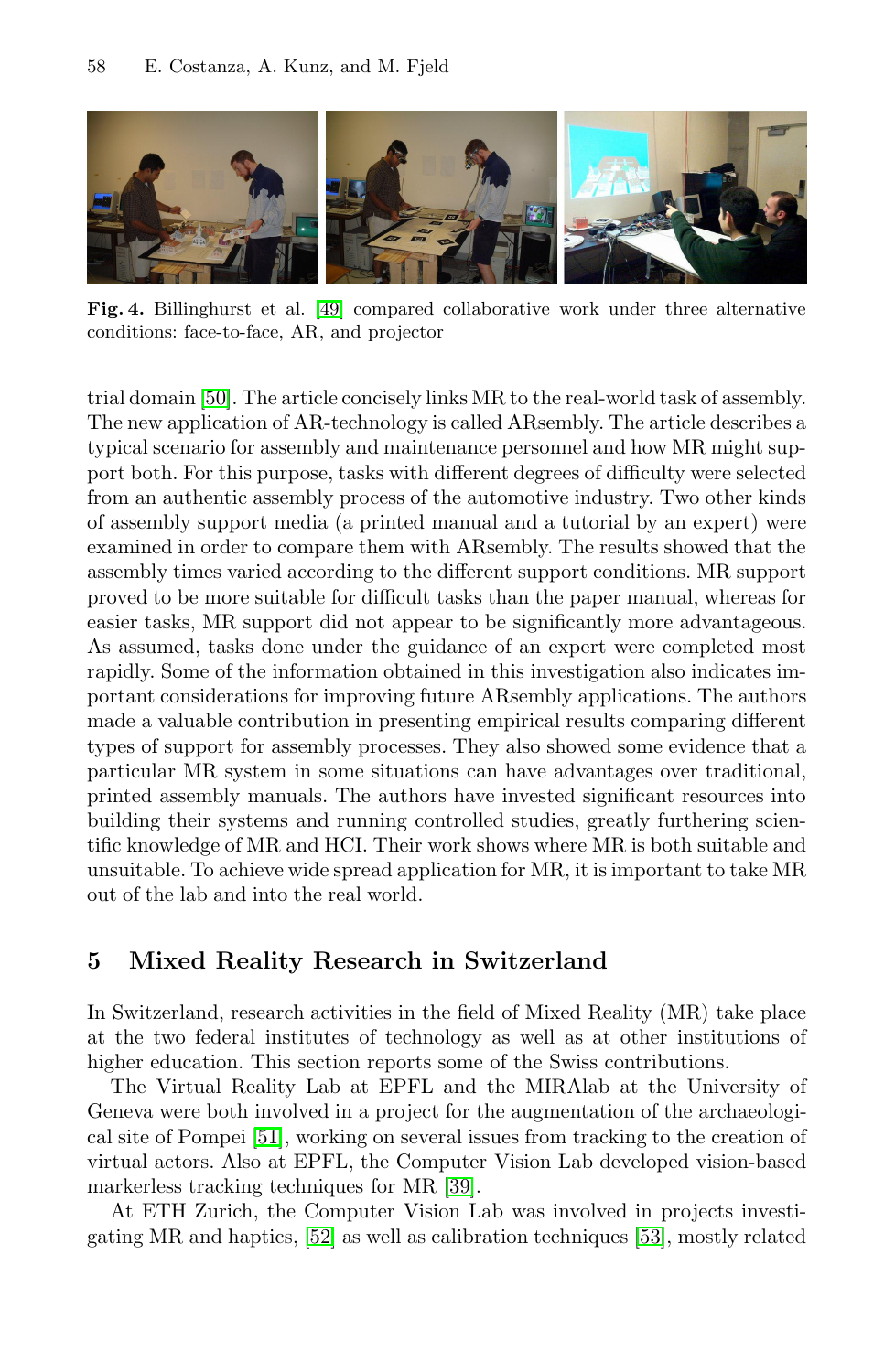**Fig. 4.** Billinghurst et al. [49] compared collaborative work under three alternative conditions: face-to-face, AR, and projector

trial domain [50]. The article concisely links MR to the real-world task of assembly. The new application of AR-technology is called ARsembly. The article describes a typical scenario for assembly and maintenance personnel and how MR might support both. For this purpose, tasks with different degrees of difficulty were selected from an authentic assembly process of the automotive industry. Two other kinds of assembly support media (a printed manual and a tutorial by an expert) were examined in order to compare them with ARsembly. The results showed that the assembly times varied according to the different support conditions. MR support proved to be more suitable for difficult tasks than the paper manual, whereas for easier tasks, MR support did not appear to be significantly more advantageous. As assumed, tasks done under the guidance of an expert were completed most rapidly. Some of the information obtained in this investigation also indicates important considerations for improving future ARsembly applications. The authors made a valuable contribution in presenting empirical results comparing different types of support for assembly processes. They also showed some evidence that a particular MR system in some situations can have advantages over traditional, printed assembly manuals. The authors have invested significant resources into building their systems and running controlled studies, greatly furthering scientific knowledge of MR and HCI. Their work shows where MR is both suitable and unsuitable. To achieve wide spread application for MR, it is important to take MR out of the lab and into the real world.

## 5 Mixed Reality Research in Switzerland

In Switzerland, research activities in the field of Mixed Reality (MR) take place at the two federal institutes of technology as well as at other institutions of higher education. This section reports some of the Swiss contributions.

The Virtual Reality Lab at EPFL and the MIRAlab at the University of Geneva were both involved in a project for the augmentation of the archaeological site of Pompei [51], working on several issues from tracking to the creation of virtual actors. Also at EPFL, the Computer Vision Lab developed vision-based markerless tracking techniques for MR [39].

At ETH Zurich, the Computer Vision Lab was involved in projects investigating MR and haptics, [52] as well as calibration techniques [53], mostly related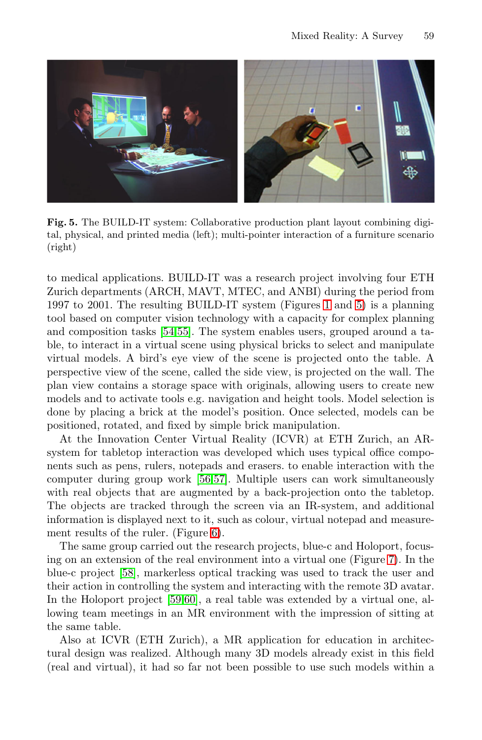**Fig. 5.** The BUILD-IT system: Collaborative production plant layout combining digital, physical, and printed media (left); multi-pointer interaction of a furniture scenario (right)

to medical applications. BUILD-IT was a research project involving four ETH Zurich departments (ARCH, MAVT, MTEC, and ANBI) during the period from 1997 to 2001. The resulting BUILD-IT system (Figures 1 and 5) is a planning tool based on computer vision technology with a capacity for complex planning and composition tasks [54,55]. The system enables users, grouped around a table, to interact in a virtual scene using physical bricks to select and manipulate virtual models. A bird's eye view of the scene is projected onto the table. A perspective view of the scene, called the side view, is projected on the wall. The plan view contains a storage space with originals, allowing users to create new models and to activate tools e.g. navigation and height tools. Model selection is done by placing a brick at the model's position. Once selected, models can be positioned, rotated, and fixed by simple brick manipulation.

At the Innovation Center Virtual Reality (ICVR) at ETH Zurich, an AR-system for tabletop interaction was developed which uses typical office components such as pens, rulers, notepads and erasers. to enable interaction with the computer during group work [56,57]. Multiple users can work simultaneously with real objects that are augmented by a back-projection onto the tabletop. The objects are tracked through the screen via an IR-system, and additional information is displayed next to it, such as colour, virtual notepad and measurement results of the ruler. (Figure 6).

The same group carried out the research projects, blue-c and Holoport, focusing on an extension of the real environment into a virtual one (Figure 7). In the blue-c project [58], markerless optical tracking was used to track the user and their action in controlling the system and interacting with the remote 3D avatar. In the Holoport project [59,60], a real table was extended by a virtual one, allowing team meetings in an MR environment with the impression of sitting at the same table.

Also at ICVR (ETH Zurich), a MR application for education in architectural design was realized. Although many 3D models already exist in this field (real and virtual), it had so far not been possible to use such models within a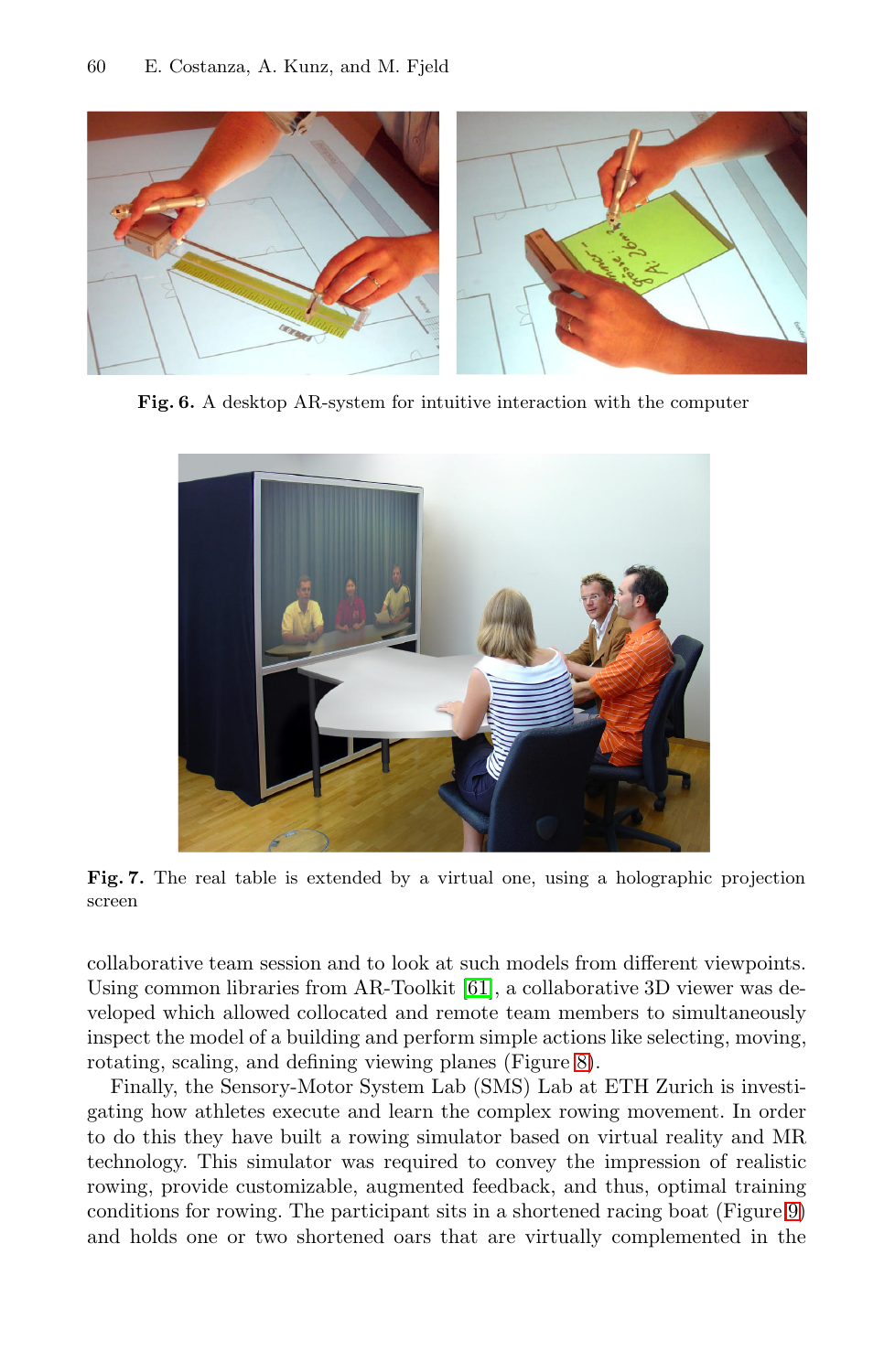Fig. 6. A desktop AR-system for intuitive interaction with the computer

Fig. 7. The real table is extended by a virtual one, using a holographic projection screen

collaborative team session and to look at such models from different viewpoints. Using common libraries from AR-Toolkit [61], a collaborative 3D viewer was developed which allowed collocated and remote team members to simultaneously inspect the model of a building and perform simple actions like selecting, moving, rotating, scaling, and defining viewing planes (Figure 8).

Finally, the Sensory-Motor System Lab (SMS) Lab at ETH Zurich is investigating how athletes execute and learn the complex rowing movement. In order to do this they have built a rowing simulator based on virtual reality and MR technology. This simulator was required to convey the impression of realistic rowing, provide customizable, augmented feedback, and thus, optimal training conditions for rowing. The participant sits in a shortened racing boat (Figure 9) and holds one or two shortened oars that are virtually complemented in the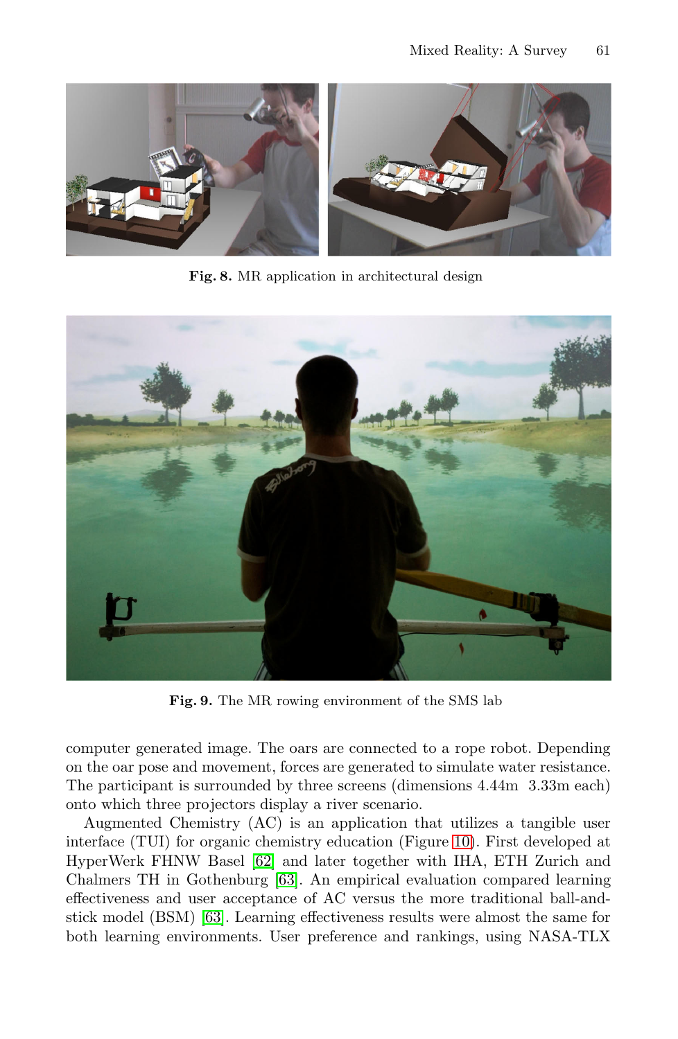**Fig. 8.** MR application in architectural design

**Fig. 9.** The MR rowing environment of the SMS lab

computer generated image. The oars are connected to a rope robot. Depending on the oar pose and movement, forces are generated to simulate water resistance. The participant is surrounded by three screens (dimensions 4.44m 3.33m each) onto which three projectors display a river scenario.

Augmented Chemistry (AC) is an application that utilizes a tangible user interface (TUI) for organic chemistry education (Figure 10). First developed at HyperWerk FHNW Basel [62] and later together with IHA, ETH Zurich and Chalmers TH in Gothenburg [63]. An empirical evaluation compared learning effectiveness and user acceptance of AC versus the more traditional ball-and-stick model (BSM) [63]. Learning effectiveness results were almost the same for both learning environments. User preference and rankings, using NASA-TLX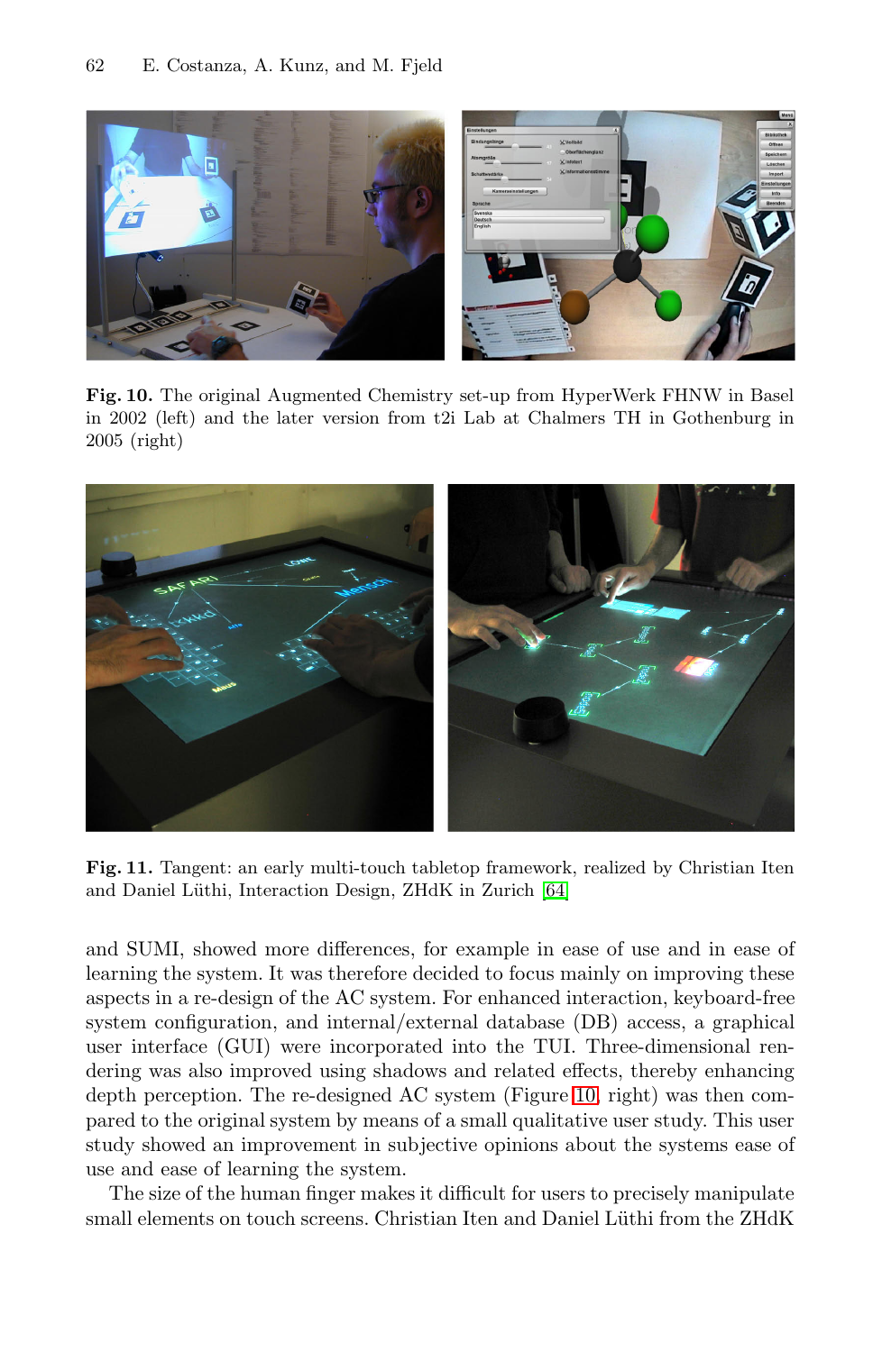**Fig. 10.** The original Augmented Chemistry set-up from HyperWerk FHNW in Basel in 2002 (left) and the later version from t2i Lab at Chalmers TH in Gothenburg in 2005 (right)

**Fig. 11.** Tangent: an early multi-touch tabletop framework, realized by Christian Iten and Daniel Lüthi, Interaction Design, ZHdK in Zurich [64]

and SUMI, showed more differences, for example in ease of use and in ease of learning the system. It was therefore decided to focus mainly on improving these aspects in a re-design of the AC system. For enhanced interaction, keyboard-free system configuration, and internal/external database (DB) access, a graphical user interface (GUI) were incorporated into the TUI. Three-dimensional rendering was also improved using shadows and related effects, thereby enhancing depth perception. The re-designed AC system (Figure 10, right) was then compared to the original system by means of a small qualitative user study. This user study showed an improvement in subjective opinions about the systems ease of use and ease of learning the system.

The size of the human finger makes it difficult for users to precisely manipulate small elements on touch screens. Christian Iten and Daniel Lüthi from the ZHdK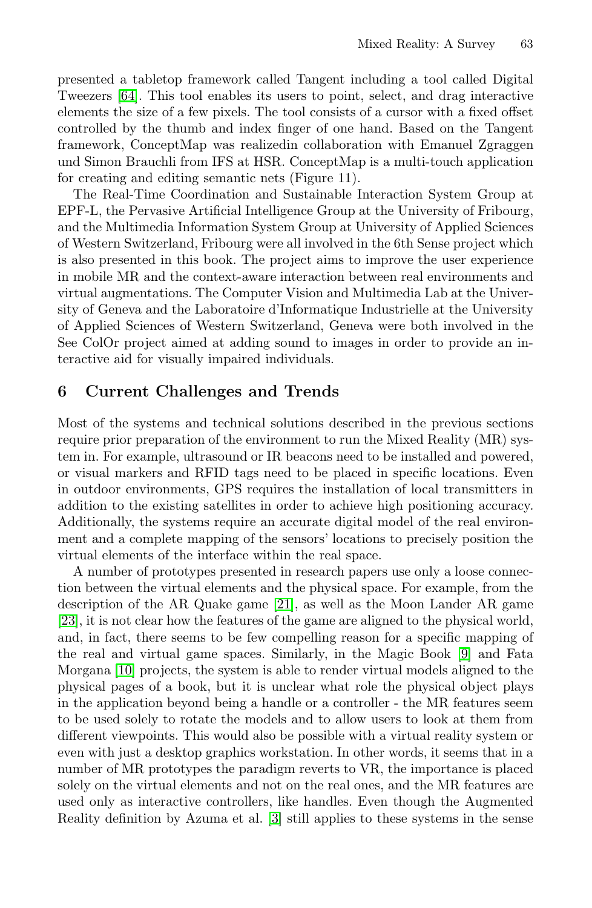presented a tabletop framework called Tangent including a tool called Digital Tweezers [64]. This tool enables its users to point, select, and drag interactive elements the size of a few pixels. The tool consists of a cursor with a fixed offset controlled by the thumb and index finger of one hand. Based on the Tangent framework, ConceptMap was realizedin collaboration with Emanuel Zgraggen und Simon Brauchli from IFS at HSR. ConceptMap is a multi-touch application for creating and editing semantic nets (Figure 11).

The Real-Time Coordination and Sustainable Interaction System Group at EPF-L, the Pervasive Artificial Intelligence Group at the University of Fribourg, and the Multimedia Information System Group at University of Applied Sciences of Western Switzerland, Fribourg were all involved in the 6th Sense project which is also presented in this book. The project aims to improve the user experience in mobile MR and the context-aware interaction between real environments and virtual augmentations. The Computer Vision and Multimedia Lab at the University of Geneva and the Laboratoire d'Informatique Industrielle at the University of Applied Sciences of Western Switzerland, Geneva were both involved in the See ColOr project aimed at adding sound to images in order to provide an interactive aid for visually impaired individuals.

## 6 Current Challenges and Trends

Most of the systems and technical solutions described in the previous sections require prior preparation of the environment to run the Mixed Reality (MR) system in. For example, ultrasound or IR beacons need to be installed and powered, or visual markers and RFID tags need to be placed in specific locations. Even in outdoor environments, GPS requires the installation of local transmitters in addition to the existing satellites in order to achieve high positioning accuracy. Additionally, the systems require an accurate digital model of the real environment and a complete mapping of the sensors' locations to precisely position the virtual elements of the interface within the real space.

A number of prototypes presented in research papers use only a loose connection between the virtual elements and the physical space. For example, from the description of the AR Quake game [21], as well as the Moon Lander AR game [23], it is not clear how the features of the game are aligned to the physical world, and, in fact, there seems to be few compelling reason for a specific mapping of the real and virtual game spaces. Similarly, in the Magic Book [9] and Fata Morgana [10] projects, the system is able to render virtual models aligned to the physical pages of a book, but it is unclear what role the physical object plays in the application beyond being a handle or a controller - the MR features seem to be used solely to rotate the models and to allow users to look at them from different viewpoints. This would also be possible with a virtual reality system or even with just a desktop graphics workstation. In other words, it seems that in a number of MR prototypes the paradigm reverts to VR, the importance is placed solely on the virtual elements and not on the real ones, and the MR features are used only as interactive controllers, like handles. Even though the Augmented Reality definition by Azuma et al. [3] still applies to these systems in the sense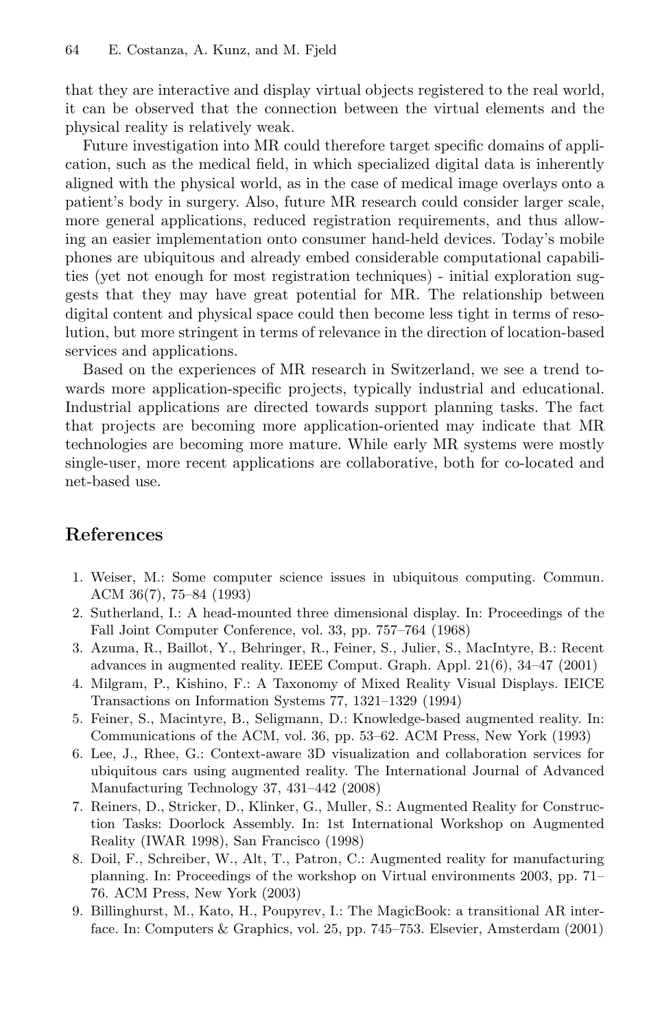that they are interactive and display virtual objects registered to the real world, it can be observed that the connection between the virtual elements and the physical reality is relatively weak.

Future investigation into MR could therefore target specific domains of application, such as the medical field, in which specialized digital data is inherently aligned with the physical world, as in the case of medical image overlays onto a patient's body in surgery. Also, future MR research could consider larger scale, more general applications, reduced registration requirements, and thus allowing an easier implementation onto consumer hand-held devices. Today's mobile phones are ubiquitous and already embed considerable computational capabilities (yet not enough for most registration techniques) - initial exploration suggests that they may have great potential for MR. The relationship between digital content and physical space could then become less tight in terms of resolution, but more stringent in terms of relevance in the direction of location-based services and applications.

Based on the experiences of MR research in Switzerland, we see a trend towards more application-specific projects, typically industrial and educational. Industrial applications are directed towards support planning tasks. The fact that projects are becoming more application-oriented may indicate that MR technologies are becoming more mature. While early MR systems were mostly single-user, more recent applications are collaborative, both for co-located and net-based use.

## References

1. Weiser, M.: Some computer science issues in ubiquitous computing. Commun. ACM 36(7), 75–84 (1993)
2. Sutherland, I.: A head-mounted three dimensional display. In: Proceedings of the Fall Joint Computer Conference, vol. 33, pp. 757–764 (1968)
3. Azuma, R., Baillot, Y., Behringer, R., Feiner, S., Julier, S., MacIntyre, B.: Recent advances in augmented reality. IEEE Comput. Graph. Appl. 21(6), 34–47 (2001)
4. Milgram, P., Kishino, F.: A Taxonomy of Mixed Reality Visual Displays. IEICE Transactions on Information Systems 77, 1321–1329 (1994)
5. Feiner, S., Macintyre, B., Seligmann, D.: Knowledge-based augmented reality. In: Communications of the ACM, vol. 36, pp. 53–62. ACM Press, New York (1993)
6. Lee, J., Rhee, G.: Context-aware 3D visualization and collaboration services for ubiquitous cars using augmented reality. The International Journal of Advanced Manufacturing Technology 37, 431–442 (2008)
7. Reiners, D., Stricker, D., Klinker, G., Muller, S.: Augmented Reality for Construction Tasks: Doorlock Assembly. In: 1st International Workshop on Augmented Reality (IWAR 1998), San Francisco (1998)
8. Doil, F., Schreiber, W., Alt, T., Patron, C.: Augmented reality for manufacturing planning. In: Proceedings of the workshop on Virtual environments 2003, pp. 71–76. ACM Press, New York (2003)
9. Billinghurst, M., Kato, H., Poupyrev, I.: The MagicBook: a transitional AR interface. In: Computers & Graphics, vol. 25, pp. 745–753. Elsevier, Amsterdam (2001)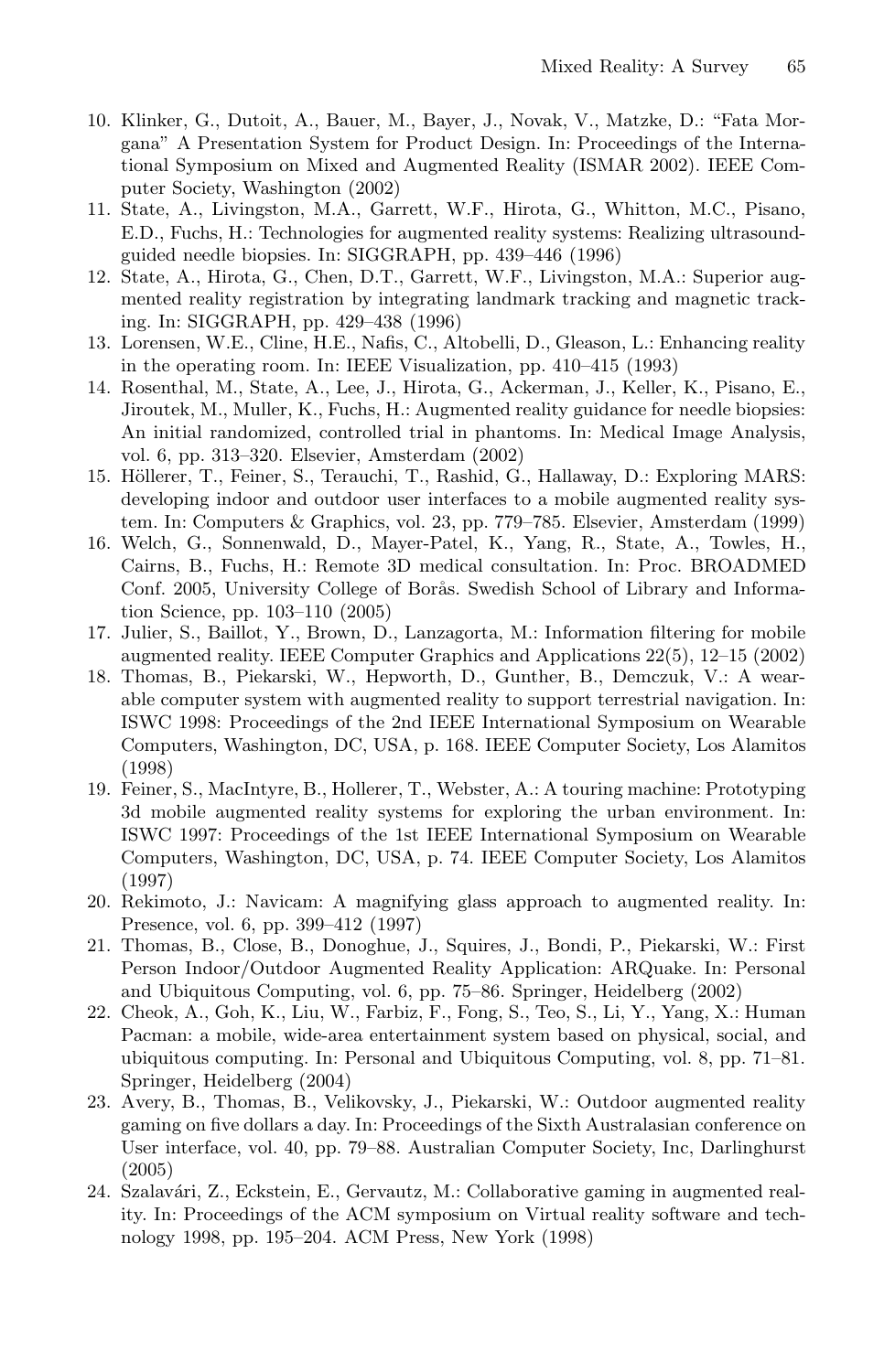10. Klinker, G., Dutoit, A., Bauer, M., Bayer, J., Novak, V., Matzke, D.: "Fata Morgana" A Presentation System for Product Design. In: Proceedings of the International Symposium on Mixed and Augmented Reality (ISMAR 2002). IEEE Computer Society, Washington (2002)
11. State, A., Livingston, M.A., Garrett, W.F., Hirota, G., Whitton, M.C., Pisano, E.D., Fuchs, H.: Technologies for augmented reality systems: Realizing ultrasound-guided needle biopsies. In: SIGGRAPH, pp. 439–446 (1996)
12. State, A., Hirota, G., Chen, D.T., Garrett, W.F., Livingston, M.A.: Superior augmented reality registration by integrating landmark tracking and magnetic tracking. In: SIGGRAPH, pp. 429–438 (1996)
13. Lorensen, W.E., Cline, H.E., Nafis, C., Altobelli, D., Gleason, L.: Enhancing reality in the operating room. In: IEEE Visualization, pp. 410–415 (1993)
14. Rosenthal, M., State, A., Lee, J., Hirota, G., Ackerman, J., Keller, K., Pisano, E., Jiroutek, M., Muller, K., Fuchs, H.: Augmented reality guidance for needle biopsies: An initial randomized, controlled trial in phantoms. In: Medical Image Analysis, vol. 6, pp. 313–320. Elsevier, Amsterdam (2002)
15. Höllerer, T., Feiner, S., Terauchi, T., Rashid, G., Hallaway, D.: Exploring MARS: developing indoor and outdoor user interfaces to a mobile augmented reality system. In: Computers & Graphics, vol. 23, pp. 779–785. Elsevier, Amsterdam (1999)
16. Welch, G., Sonnenwald, D., Mayer-Patel, K., Yang, R., State, A., Towles, H., Cairns, B., Fuchs, H.: Remote 3D medical consultation. In: Proc. BROADMED Conf. 2005, University College of Borås. Swedish School of Library and Information Science, pp. 103–110 (2005)
17. Julier, S., Baillot, Y., Brown, D., Lanzagorta, M.: Information filtering for mobile augmented reality. IEEE Computer Graphics and Applications 22(5), 12–15 (2002)
18. Thomas, B., Piekarski, W., Hepworth, D., Gunther, B., Demczuk, V.: A wearable computer system with augmented reality to support terrestrial navigation. In: ISWC 1998: Proceedings of the 2nd IEEE International Symposium on Wearable Computers, Washington, DC, USA, p. 168. IEEE Computer Society, Los Alamitos (1998)
19. Feiner, S., MacIntyre, B., Hollerer, T., Webster, A.: A touring machine: Prototyping 3d mobile augmented reality systems for exploring the urban environment. In: ISWC 1997: Proceedings of the 1st IEEE International Symposium on Wearable Computers, Washington, DC, USA, p. 74. IEEE Computer Society, Los Alamitos (1997)
20. Rekimoto, J.: Navicam: A magnifying glass approach to augmented reality. In: Presence, vol. 6, pp. 399–412 (1997)
21. Thomas, B., Close, B., Donoghue, J., Squires, J., Bondi, P., Piekarski, W.: First Person Indoor/Outdoor Augmented Reality Application: ARQuake. In: Personal and Ubiquitous Computing, vol. 6, pp. 75–86. Springer, Heidelberg (2002)
22. Cheok, A., Goh, K., Liu, W., Farbiz, F., Fong, S., Teo, S., Li, Y., Yang, X.: Human Pacman: a mobile, wide-area entertainment system based on physical, social, and ubiquitous computing. In: Personal and Ubiquitous Computing, vol. 8, pp. 71–81. Springer, Heidelberg (2004)
23. Avery, B., Thomas, B., Velikovsky, J., Piekarski, W.: Outdoor augmented reality gaming on five dollars a day. In: Proceedings of the Sixth Australasian conference on User interface, vol. 40, pp. 79–88. Australian Computer Society, Inc, Darlinghurst (2005)
24. Szalavári, Z., Eckstein, E., Gervautz, M.: Collaborative gaming in augmented reality. In: Proceedings of the ACM symposium on Virtual reality software and technology 1998, pp. 195–204. ACM Press, New York (1998)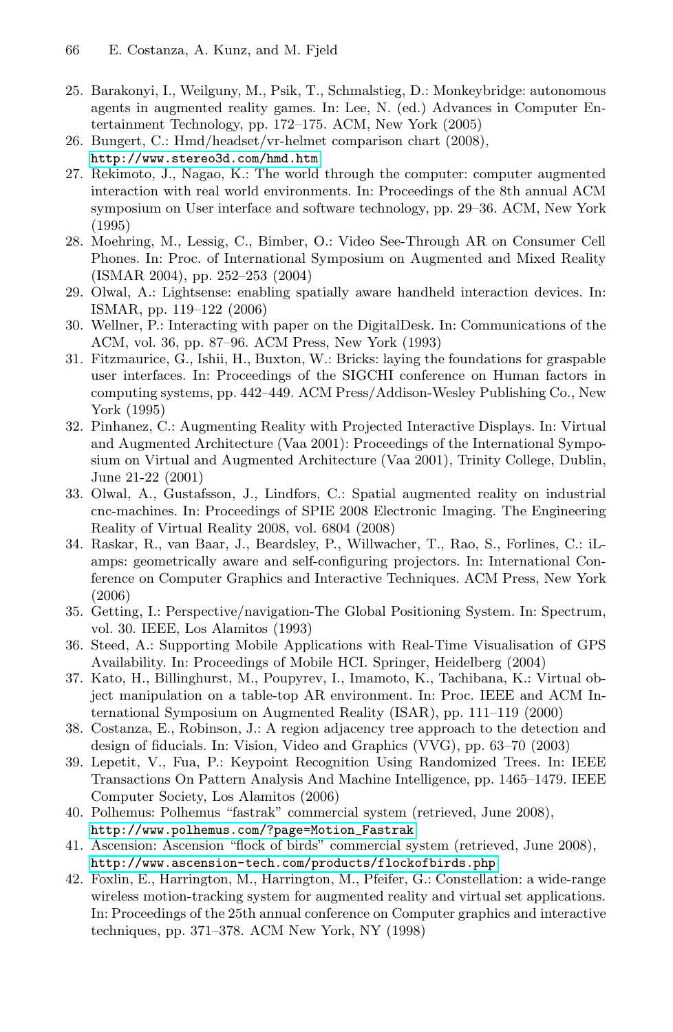25. Barakonyi, I., Weilguny, M., Psik, T., Schmalstieg, D.: Monkeybridge: autonomous agents in augmented reality games. In: Lee, N. (ed.) Advances in Computer Entertainment Technology, pp. 172–175. ACM, New York (2005)
26. Bungert, C.: Hmd/headset/vr-helmet comparison chart (2008), http://www.stereo3d.com/hmd.htm
27. Rekimoto, J., Nagao, K.: The world through the computer: computer augmented interaction with real world environments. In: Proceedings of the 8th annual ACM symposium on User interface and software technology, pp. 29–36. ACM, New York (1995)
28. Moehring, M., Lessig, C., Bimber, O.: Video See-Through AR on Consumer Cell Phones. In: Proc. of International Symposium on Augmented and Mixed Reality (ISMAR 2004), pp. 252–253 (2004)
29. Olwal, A.: Lightsense: enabling spatially aware handheld interaction devices. In: ISMAR, pp. 119–122 (2006)
30. Wellner, P.: Interacting with paper on the DigitalDesk. In: Communications of the ACM, vol. 36, pp. 87–96. ACM Press, New York (1993)
31. Fitzmaurice, G., Ishii, H., Buxton, W.: Bricks: laying the foundations for graspable user interfaces. In: Proceedings of the SIGCHI conference on Human factors in computing systems, pp. 442–449. ACM Press/Addison-Wesley Publishing Co., New York (1995)
32. Pinhanez, C.: Augmenting Reality with Projected Interactive Displays. In: Virtual and Augmented Architecture (Vaa 2001): Proceedings of the International Symposium on Virtual and Augmented Architecture (Vaa 2001), Trinity College, Dublin, June 21-22 (2001)
33. Olwal, A., Gustafsson, J., Lindfors, C.: Spatial augmented reality on industrial cnc-machines. In: Proceedings of SPIE 2008 Electronic Imaging. The Engineering Reality of Virtual Reality 2008, vol. 6804 (2008)
34. Raskar, R., van Baar, J., Beardsley, P., Willwacher, T., Rao, S., Forlines, C.: iLamps: geometrically aware and self-configuring projectors. In: International Conference on Computer Graphics and Interactive Techniques. ACM Press, New York (2006)
35. Getting, I.: Perspective/navigation-The Global Positioning System. In: Spectrum, vol. 30. IEEE, Los Alamitos (1993)
36. Steed, A.: Supporting Mobile Applications with Real-Time Visualisation of GPS Availability. In: Proceedings of Mobile HCI. Springer, Heidelberg (2004)
37. Kato, H., Billinghurst, M., Poupyrev, I., Imamoto, K., Tachibana, K.: Virtual object manipulation on a table-top AR environment. In: Proc. IEEE and ACM International Symposium on Augmented Reality (ISAR), pp. 111–119 (2000)
38. Costanza, E., Robinson, J.: A region adjacency tree approach to the detection and design of fiducials. In: Vision, Video and Graphics (VVG), pp. 63–70 (2003)
39. Lepetit, V., Fua, P.: Keypoint Recognition Using Randomized Trees. In: IEEE Transactions On Pattern Analysis And Machine Intelligence, pp. 1465–1479. IEEE Computer Society, Los Alamitos (2006)
40. Polhemus: Polhemus "fastrak" commercial system (retrieved, June 2008), http://www.polhemus.com/?page=Motion_Fastrak
41. Ascension: Ascension "flock of birds" commercial system (retrieved, June 2008), http://www.ascension-tech.com/products/flockofbirds.php
42. Foxlin, E., Harrington, M., Harrington, M., Pfeifer, G.: Constellation: a wide-range wireless motion-tracking system for augmented reality and virtual set applications. In: Proceedings of the 25th annual conference on Computer graphics and interactive techniques, pp. 371–378. ACM New York, NY (1998)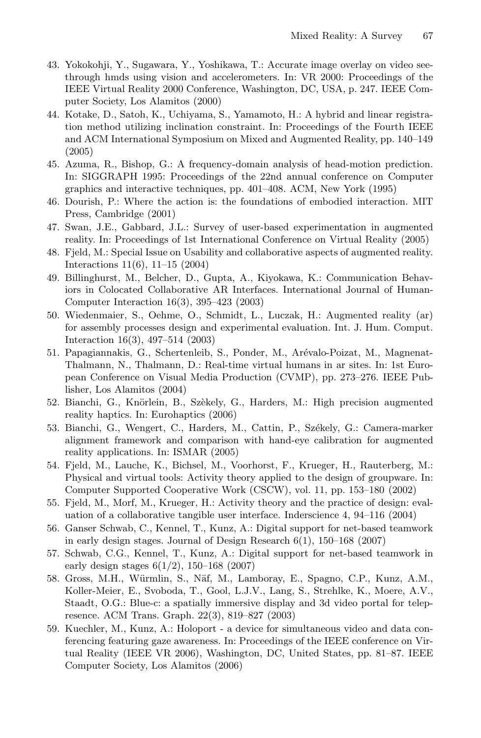43. Yokokohji, Y., Sugawara, Y., Yoshikawa, T.: Accurate image overlay on video see-through hmds using vision and accelerometers. In: VR 2000: Proceedings of the IEEE Virtual Reality 2000 Conference, Washington, DC, USA, p. 247. IEEE Computer Society, Los Alamitos (2000)
44. Kotake, D., Satoh, K., Uchiyama, S., Yamamoto, H.: A hybrid and linear registration method utilizing inclination constraint. In: Proceedings of the Fourth IEEE and ACM International Symposium on Mixed and Augmented Reality, pp. 140–149 (2005)
45. Azuma, R., Bishop, G.: A frequency-domain analysis of head-motion prediction. In: SIGGRAPH 1995: Proceedings of the 22nd annual conference on Computer graphics and interactive techniques, pp. 401–408. ACM, New York (1995)
46. Dourish, P.: Where the action is: the foundations of embodied interaction. MIT Press, Cambridge (2001)
47. Swan, J.E., Gabbard, J.L.: Survey of user-based experimentation in augmented reality. In: Proceedings of 1st International Conference on Virtual Reality (2005)
48. Fjeld, M.: Special Issue on Usability and collaborative aspects of augmented reality. Interactions 11(6), 11–15 (2004)
49. Billinghurst, M., Belcher, D., Gupta, A., Kiyokawa, K.: Communication Behaviors in Colocated Collaborative AR Interfaces. International Journal of Human-Computer Interaction 16(3), 395–423 (2003)
50. Wiedenmaier, S., Oehme, O., Schmidt, L., Luczak, H.: Augmented reality (ar) for assembly processes design and experimental evaluation. Int. J. Hum. Comput. Interaction 16(3), 497–514 (2003)
51. Papagiannakis, G., Schertenleib, S., Ponder, M., Arévalo-Poizat, M., Magnenat-Thalmann, N., Thalmann, D.: Real-time virtual humans in ar sites. In: 1st European Conference on Visual Media Production (CVMP), pp. 273–276. IEEE Publisher, Los Alamitos (2004)
52. Bianchi, G., Knörlein, B., Szèkely, G., Harders, M.: High precision augmented reality haptics. In: Eurohaptics (2006)
53. Bianchi, G., Wengert, C., Harders, M., Cattin, P., Székely, G.: Camera-marker alignment framework and comparison with hand-eye calibration for augmented reality applications. In: ISMAR (2005)
54. Fjeld, M., Lauche, K., Bichsel, M., Voorhorst, F., Krueger, H., Rauterberg, M.: Physical and virtual tools: Activity theory applied to the design of groupware. In: Computer Supported Cooperative Work (CSCW), vol. 11, pp. 153–180 (2002)
55. Fjeld, M., Morf, M., Krueger, H.: Activity theory and the practice of design: evaluation of a collaborative tangible user interface. Inderscience 4, 94–116 (2004)
56. Ganser Schwab, C., Kennel, T., Kunz, A.: Digital support for net-based teamwork in early design stages. Journal of Design Research 6(1), 150–168 (2007)
57. Schwab, C.G., Kennel, T., Kunz, A.: Digital support for net-based teamwork in early design stages 6(1/2), 150–168 (2007)
58. Gross, M.H., Würmlin, S., Näf, M., Lamboray, E., Spagno, C.P., Kunz, A.M., Koller-Meier, E., Svoboda, T., Gool, L.J.V., Lang, S., Strehlke, K., Moere, A.V., Staadt, O.G.: Blue-c: a spatially immersive display and 3d video portal for telepresence. ACM Trans. Graph. 22(3), 819–827 (2003)
59. Kuechler, M., Kunz, A.: Holoport - a device for simultaneous video and data conferencing featuring gaze awareness. In: Proceedings of the IEEE conference on Virtual Reality (IEEE VR 2006), Washington, DC, United States, pp. 81–87. IEEE Computer Society, Los Alamitos (2006)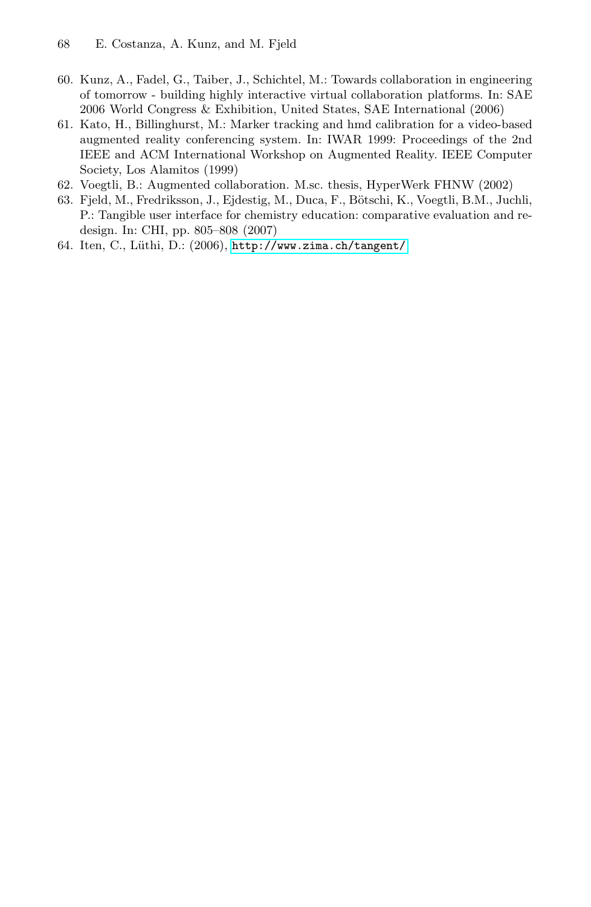60. Kunz, A., Fadel, G., Taiber, J., Schichtel, M.: Towards collaboration in engineering of tomorrow - building highly interactive virtual collaboration platforms. In: SAE 2006 World Congress & Exhibition, United States, SAE International (2006)
61. Kato, H., Billinghurst, M.: Marker tracking and hmd calibration for a video-based augmented reality conferencing system. In: IWAR 1999: Proceedings of the 2nd IEEE and ACM International Workshop on Augmented Reality. IEEE Computer Society, Los Alamitos (1999)
62. Voegtli, B.: Augmented collaboration. M.sc. thesis, HyperWerk FHNW (2002)
63. Fjeld, M., Fredriksson, J., Ejdestig, M., Duca, F., Bötschi, K., Voegtli, B.M., Juchli, P.: Tangible user interface for chemistry education: comparative evaluation and redesign. In: CHI, pp. 805–808 (2007)
64. Iten, C., Lüthi, D.: (2006), http://www.zima.ch/tangent/